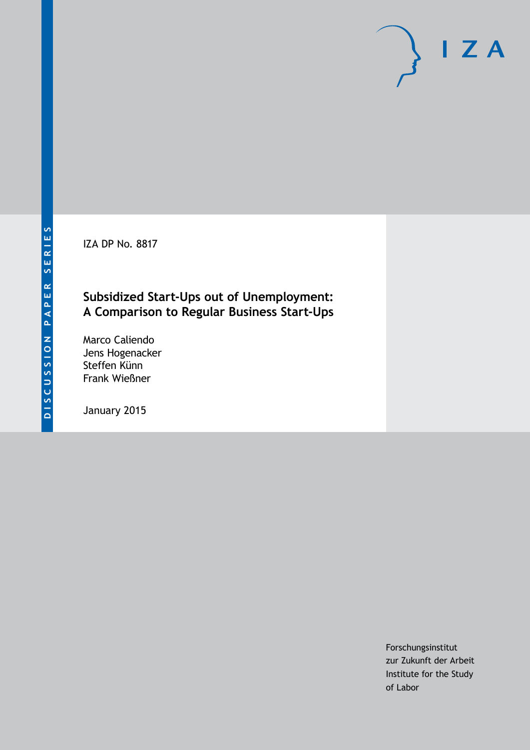DISCUSSION PAPER SERIES

IZA DP No. 8817

# Subsidized Start-Ups out of Unemployment: A Comparison to Regular Business Start-Ups

Marco Caliendo
Jens Hogenacker
Steffen Künn
Frank Wießner

January 2015

Forschungsinstitut
zur Zukunft der Arbeit
Institute for the Study
of Labor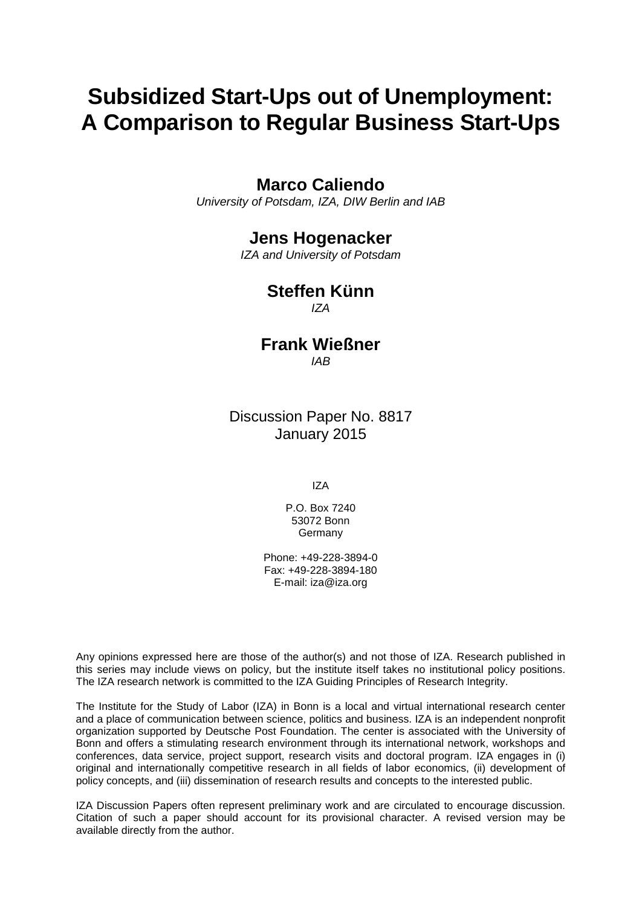# Subsidized Start-Ups out of Unemployment: A Comparison to Regular Business Start-Ups

**Marco Caliendo**
*University of Potsdam, IZA, DIW Berlin and IAB*

**Jens Hogenacker**
*IZA and University of Potsdam*

**Steffen Künn**
*IZA*

**Frank Wießner**
*IAB*

Discussion Paper No. 8817
January 2015

IZA

P.O. Box 7240
53072 Bonn
Germany

Phone: +49-228-3894-0
Fax: +49-228-3894-180
E-mail: iza@iza.org

Any opinions expressed here are those of the author(s) and not those of IZA. Research published in this series may include views on policy, but the institute itself takes no institutional policy positions. The IZA research network is committed to the IZA Guiding Principles of Research Integrity.

The Institute for the Study of Labor (IZA) in Bonn is a local and virtual international research center and a place of communication between science, politics and business. IZA is an independent nonprofit organization supported by Deutsche Post Foundation. The center is associated with the University of Bonn and offers a stimulating research environment through its international network, workshops and conferences, data service, project support, research visits and doctoral program. IZA engages in (i) original and internationally competitive research in all fields of labor economics, (ii) development of policy concepts, and (iii) dissemination of research results and concepts to the interested public.

IZA Discussion Papers often represent preliminary work and are circulated to encourage discussion. Citation of such a paper should account for its provisional character. A revised version may be available directly from the author.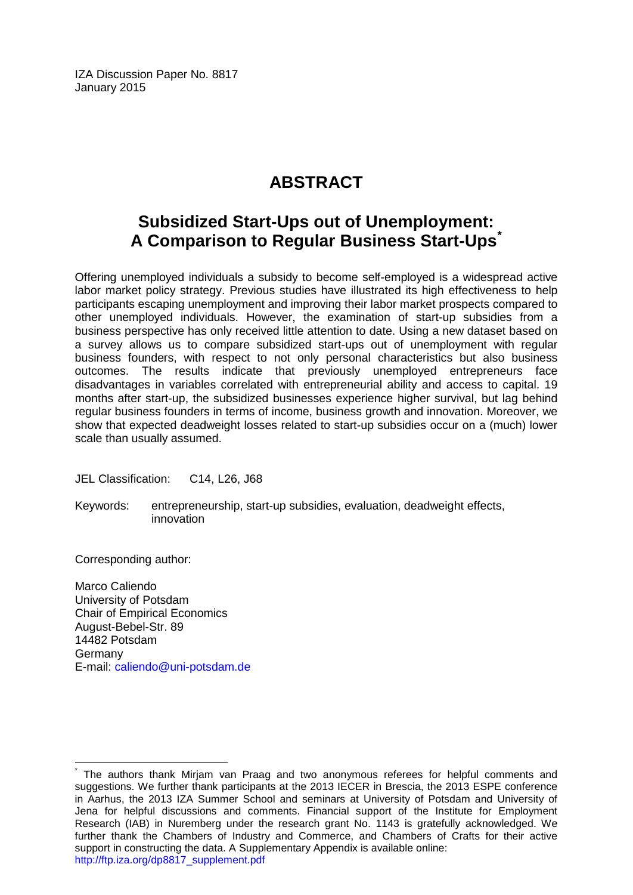IZA Discussion Paper No. 8817
January 2015

# ABSTRACT

## Subsidized Start-Ups out of Unemployment: A Comparison to Regular Business Start-Ups*

Offering unemployed individuals a subsidy to become self-employed is a widespread active labor market policy strategy. Previous studies have illustrated its high effectiveness to help participants escaping unemployment and improving their labor market prospects compared to other unemployed individuals. However, the examination of start-up subsidies from a business perspective has only received little attention to date. Using a new dataset based on a survey allows us to compare subsidized start-ups out of unemployment with regular business founders, with respect to not only personal characteristics but also business outcomes. The results indicate that previously unemployed entrepreneurs face disadvantages in variables correlated with entrepreneurial ability and access to capital. 19 months after start-up, the subsidized businesses experience higher survival, but lag behind regular business founders in terms of income, business growth and innovation. Moreover, we show that expected deadweight losses related to start-up subsidies occur on a (much) lower scale than usually assumed.

JEL Classification: C14, L26, J68

Keywords: entrepreneurship, start-up subsidies, evaluation, deadweight effects, innovation

Corresponding author:

Marco Caliendo
University of Potsdam
Chair of Empirical Economics
August-Bebel-Str. 89
14482 Potsdam
Germany
E-mail: caliendo@uni-potsdam.de

* The authors thank Mirjam van Praag and two anonymous referees for helpful comments and suggestions. We further thank participants at the 2013 IECER in Brescia, the 2013 ESPE conference in Aarhus, the 2013 IZA Summer School and seminars at University of Potsdam and University of Jena for helpful discussions and comments. Financial support of the Institute for Employment Research (IAB) in Nuremberg under the research grant No. 1143 is gratefully acknowledged. We further thank the Chambers of Industry and Commerce, and Chambers of Crafts for their active support in constructing the data. A Supplementary Appendix is available online: http://ftp.iza.org/dp8817_supplement.pdf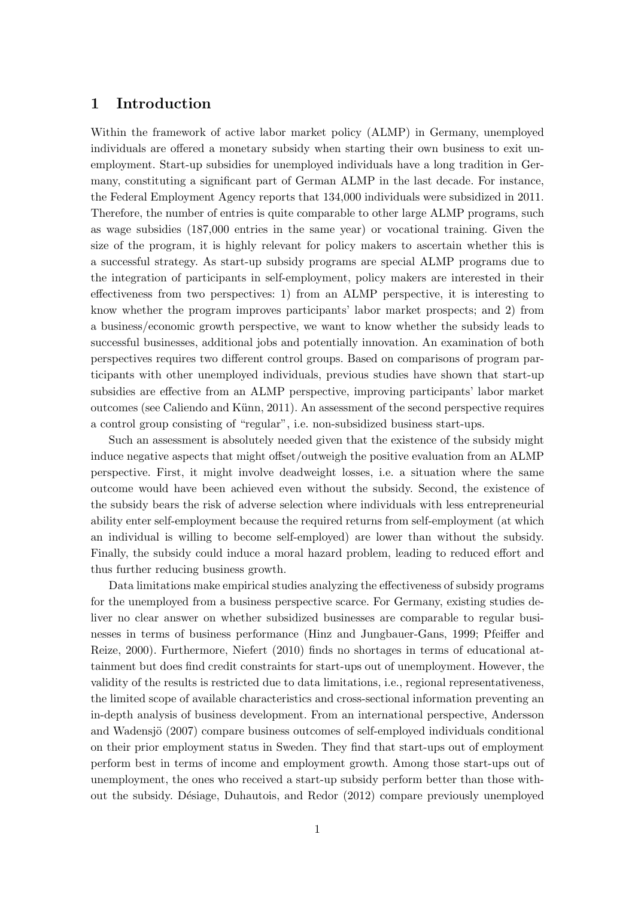## 1 Introduction

Within the framework of active labor market policy (ALMP) in Germany, unemployed individuals are offered a monetary subsidy when starting their own business to exit unemployment. Start-up subsidies for unemployed individuals have a long tradition in Germany, constituting a significant part of German ALMP in the last decade. For instance, the Federal Employment Agency reports that 134,000 individuals were subsidized in 2011. Therefore, the number of entries is quite comparable to other large ALMP programs, such as wage subsidies (187,000 entries in the same year) or vocational training. Given the size of the program, it is highly relevant for policy makers to ascertain whether this is a successful strategy. As start-up subsidy programs are special ALMP programs due to the integration of participants in self-employment, policy makers are interested in their effectiveness from two perspectives: 1) from an ALMP perspective, it is interesting to know whether the program improves participants' labor market prospects; and 2) from a business/economic growth perspective, we want to know whether the subsidy leads to successful businesses, additional jobs and potentially innovation. An examination of both perspectives requires two different control groups. Based on comparisons of program participants with other unemployed individuals, previous studies have shown that start-up subsidies are effective from an ALMP perspective, improving participants' labor market outcomes (see Caliendo and Künn, 2011). An assessment of the second perspective requires a control group consisting of "regular", i.e. non-subsidized business start-ups.

Such an assessment is absolutely needed given that the existence of the subsidy might induce negative aspects that might offset/outweigh the positive evaluation from an ALMP perspective. First, it might involve deadweight losses, i.e. a situation where the same outcome would have been achieved even without the subsidy. Second, the existence of the subsidy bears the risk of adverse selection where individuals with less entrepreneurial ability enter self-employment because the required returns from self-employment (at which an individual is willing to become self-employed) are lower than without the subsidy. Finally, the subsidy could induce a moral hazard problem, leading to reduced effort and thus further reducing business growth.

Data limitations make empirical studies analyzing the effectiveness of subsidy programs for the unemployed from a business perspective scarce. For Germany, existing studies deliver no clear answer on whether subsidized businesses are comparable to regular businesses in terms of business performance (Hinz and Jungbauer-Gans, 1999; Pfeiffer and Reize, 2000). Furthermore, Niefert (2010) finds no shortages in terms of educational attainment but does find credit constraints for start-ups out of unemployment. However, the validity of the results is restricted due to data limitations, i.e., regional representativeness, the limited scope of available characteristics and cross-sectional information preventing an in-depth analysis of business development. From an international perspective, Andersson and Wadensjö (2007) compare business outcomes of self-employed individuals conditional on their prior employment status in Sweden. They find that start-ups out of employment perform best in terms of income and employment growth. Among those start-ups out of unemployment, the ones who received a start-up subsidy perform better than those without the subsidy. Désiage, Duhautois, and Redor (2012) compare previously unemployed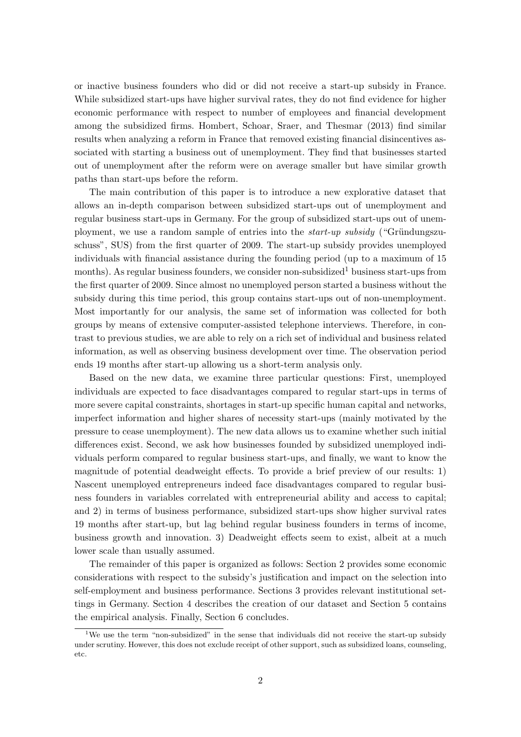or inactive business founders who did or did not receive a start-up subsidy in France. While subsidized start-ups have higher survival rates, they do not find evidence for higher economic performance with respect to number of employees and financial development among the subsidized firms. Hombert, Schoar, Sraer, and Thesmar (2013) find similar results when analyzing a reform in France that removed existing financial disincentives associated with starting a business out of unemployment. They find that businesses started out of unemployment after the reform were on average smaller but have similar growth paths than start-ups before the reform.

The main contribution of this paper is to introduce a new explorative dataset that allows an in-depth comparison between subsidized start-ups out of unemployment and regular business start-ups in Germany. For the group of subsidized start-ups out of unemployment, we use a random sample of entries into the *start-up subsidy* ("Gründungszuschuss", SUS) from the first quarter of 2009. The start-up subsidy provides unemployed individuals with financial assistance during the founding period (up to a maximum of 15 months). As regular business founders, we consider non-subsidized[1] business start-ups from the first quarter of 2009. Since almost no unemployed person started a business without the subsidy during this time period, this group contains start-ups out of non-unemployment. Most importantly for our analysis, the same set of information was collected for both groups by means of extensive computer-assisted telephone interviews. Therefore, in contrast to previous studies, we are able to rely on a rich set of individual and business related information, as well as observing business development over time. The observation period ends 19 months after start-up allowing us a short-term analysis only.

Based on the new data, we examine three particular questions: First, unemployed individuals are expected to face disadvantages compared to regular start-ups in terms of more severe capital constraints, shortages in start-up specific human capital and networks, imperfect information and higher shares of necessity start-ups (mainly motivated by the pressure to cease unemployment). The new data allows us to examine whether such initial differences exist. Second, we ask how businesses founded by subsidized unemployed individuals perform compared to regular business start-ups, and finally, we want to know the magnitude of potential deadweight effects. To provide a brief preview of our results: 1) Nascent unemployed entrepreneurs indeed face disadvantages compared to regular business founders in variables correlated with entrepreneurial ability and access to capital; and 2) in terms of business performance, subsidized start-ups show higher survival rates 19 months after start-up, but lag behind regular business founders in terms of income, business growth and innovation. 3) Deadweight effects seem to exist, albeit at a much lower scale than usually assumed.

The remainder of this paper is organized as follows: Section 2 provides some economic considerations with respect to the subsidy's justification and impact on the selection into self-employment and business performance. Sections 3 provides relevant institutional settings in Germany. Section 4 describes the creation of our dataset and Section 5 contains the empirical analysis. Finally, Section 6 concludes.

[1] We use the term "non-subsidized" in the sense that individuals did not receive the start-up subsidy under scrutiny. However, this does not exclude receipt of other support, such as subsidized loans, counseling, etc.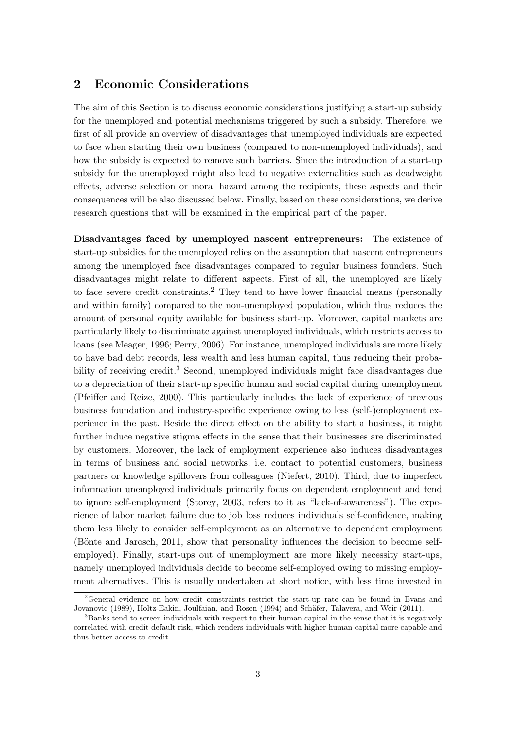## 2 Economic Considerations

The aim of this Section is to discuss economic considerations justifying a start-up subsidy for the unemployed and potential mechanisms triggered by such a subsidy. Therefore, we first of all provide an overview of disadvantages that unemployed individuals are expected to face when starting their own business (compared to non-unemployed individuals), and how the subsidy is expected to remove such barriers. Since the introduction of a start-up subsidy for the unemployed might also lead to negative externalities such as deadweight effects, adverse selection or moral hazard among the recipients, these aspects and their consequences will be also discussed below. Finally, based on these considerations, we derive research questions that will be examined in the empirical part of the paper.

**Disadvantages faced by unemployed nascent entrepreneurs:** The existence of start-up subsidies for the unemployed relies on the assumption that nascent entrepreneurs among the unemployed face disadvantages compared to regular business founders. Such disadvantages might relate to different aspects. First of all, the unemployed are likely to face severe credit constraints.[2] They tend to have lower financial means (personally and within family) compared to the non-unemployed population, which thus reduces the amount of personal equity available for business start-up. Moreover, capital markets are particularly likely to discriminate against unemployed individuals, which restricts access to loans (see Meager, 1996; Perry, 2006). For instance, unemployed individuals are more likely to have bad debt records, less wealth and less human capital, thus reducing their probability of receiving credit.[3] Second, unemployed individuals might face disadvantages due to a depreciation of their start-up specific human and social capital during unemployment (Pfeiffer and Reize, 2000). This particularly includes the lack of experience of previous business foundation and industry-specific experience owing to less (self-)employment experience in the past. Beside the direct effect on the ability to start a business, it might further induce negative stigma effects in the sense that their businesses are discriminated by customers. Moreover, the lack of employment experience also induces disadvantages in terms of business and social networks, i.e. contact to potential customers, business partners or knowledge spillovers from colleagues (Niefert, 2010). Third, due to imperfect information unemployed individuals primarily focus on dependent employment and tend to ignore self-employment (Storey, 2003, refers to it as "lack-of-awareness"). The experience of labor market failure due to job loss reduces individuals self-confidence, making them less likely to consider self-employment as an alternative to dependent employment (Bönte and Jarosch, 2011, show that personality influences the decision to become self-employed). Finally, start-ups out of unemployment are more likely necessity start-ups, namely unemployed individuals decide to become self-employed owing to missing employment alternatives. This is usually undertaken at short notice, with less time invested in

[2] General evidence on how credit constraints restrict the start-up rate can be found in Evans and Jovanovic (1989), Holtz-Eakin, Joulfaian, and Rosen (1994) and Schäfer, Talavera, and Weir (2011).

[3] Banks tend to screen individuals with respect to their human capital in the sense that it is negatively correlated with credit default risk, which renders individuals with higher human capital more capable and thus better access to credit.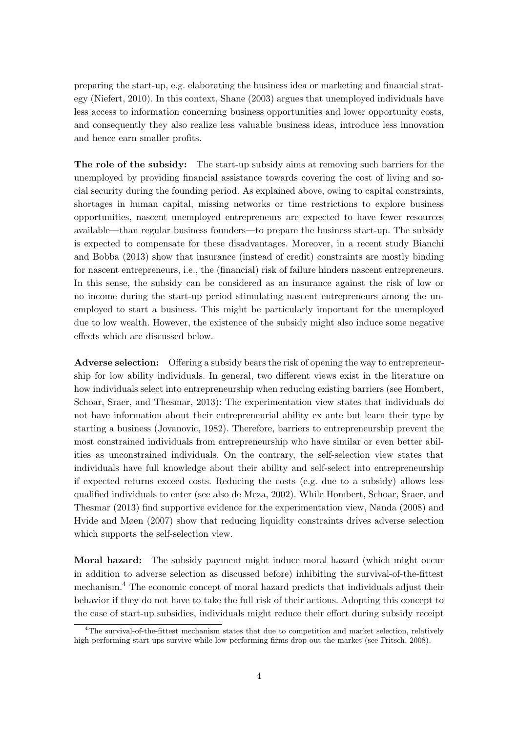preparing the start-up, e.g. elaborating the business idea or marketing and financial strategy (Niefert, 2010). In this context, Shane (2003) argues that unemployed individuals have less access to information concerning business opportunities and lower opportunity costs, and consequently they also realize less valuable business ideas, introduce less innovation and hence earn smaller profits.

**The role of the subsidy:** The start-up subsidy aims at removing such barriers for the unemployed by providing financial assistance towards covering the cost of living and social security during the founding period. As explained above, owing to capital constraints, shortages in human capital, missing networks or time restrictions to explore business opportunities, nascent unemployed entrepreneurs are expected to have fewer resources available—than regular business founders—to prepare the business start-up. The subsidy is expected to compensate for these disadvantages. Moreover, in a recent study Bianchi and Bobba (2013) show that insurance (instead of credit) constraints are mostly binding for nascent entrepreneurs, i.e., the (financial) risk of failure hinders nascent entrepreneurs. In this sense, the subsidy can be considered as an insurance against the risk of low or no income during the start-up period stimulating nascent entrepreneurs among the unemployed to start a business. This might be particularly important for the unemployed due to low wealth. However, the existence of the subsidy might also induce some negative effects which are discussed below.

**Adverse selection:** Offering a subsidy bears the risk of opening the way to entrepreneurship for low ability individuals. In general, two different views exist in the literature on how individuals select into entrepreneurship when reducing existing barriers (see Hombert, Schoar, Sraer, and Thesmar, 2013): The experimentation view states that individuals do not have information about their entrepreneurial ability ex ante but learn their type by starting a business (Jovanovic, 1982). Therefore, barriers to entrepreneurship prevent the most constrained individuals from entrepreneurship who have similar or even better abilities as unconstrained individuals. On the contrary, the self-selection view states that individuals have full knowledge about their ability and self-select into entrepreneurship if expected returns exceed costs. Reducing the costs (e.g. due to a subsidy) allows less qualified individuals to enter (see also de Meza, 2002). While Hombert, Schoar, Sraer, and Thesmar (2013) find supportive evidence for the experimentation view, Nanda (2008) and Hvide and Møen (2007) show that reducing liquidity constraints drives adverse selection which supports the self-selection view.

**Moral hazard:** The subsidy payment might induce moral hazard (which might occur in addition to adverse selection as discussed before) inhibiting the survival-of-the-fittest mechanism.[4] The economic concept of moral hazard predicts that individuals adjust their behavior if they do not have to take the full risk of their actions. Adopting this concept to the case of start-up subsidies, individuals might reduce their effort during subsidy receipt

[4]The survival-of-the-fittest mechanism states that due to competition and market selection, relatively high performing start-ups survive while low performing firms drop out the market (see Fritsch, 2008).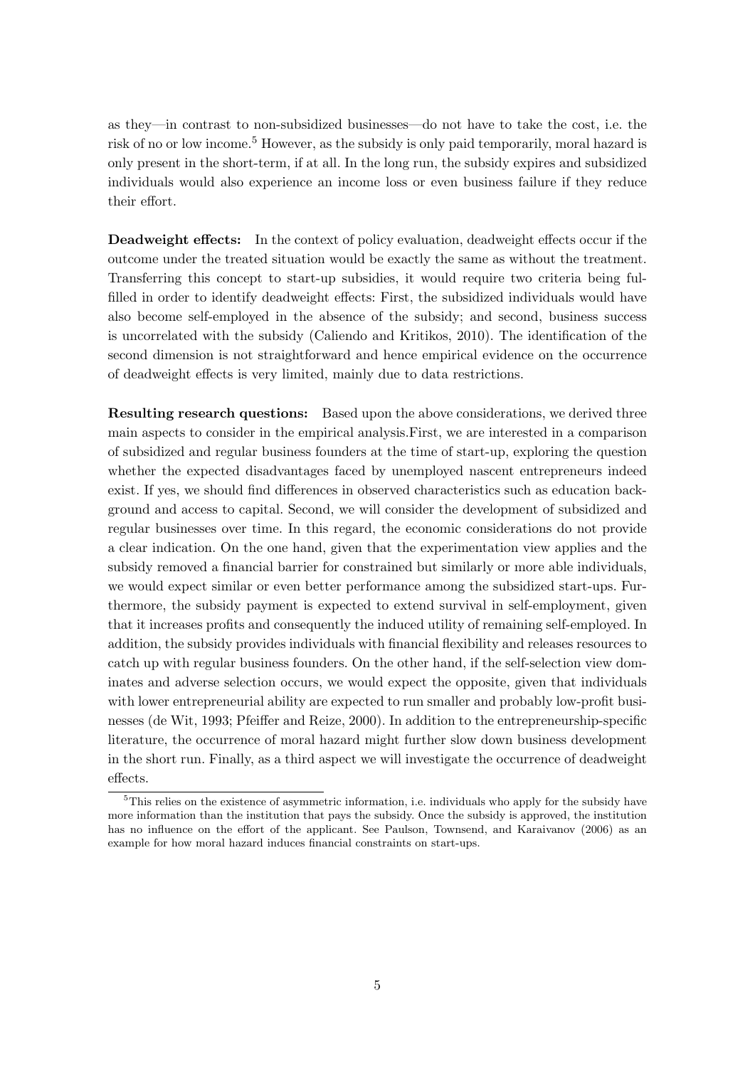as they—in contrast to non-subsidized businesses—do not have to take the cost, i.e. the risk of no or low income.[5] However, as the subsidy is only paid temporarily, moral hazard is only present in the short-term, if at all. In the long run, the subsidy expires and subsidized individuals would also experience an income loss or even business failure if they reduce their effort.

**Deadweight effects:** In the context of policy evaluation, deadweight effects occur if the outcome under the treated situation would be exactly the same as without the treatment. Transferring this concept to start-up subsidies, it would require two criteria being fulfilled in order to identify deadweight effects: First, the subsidized individuals would have also become self-employed in the absence of the subsidy; and second, business success is uncorrelated with the subsidy (Caliendo and Kritikos, 2010). The identification of the second dimension is not straightforward and hence empirical evidence on the occurrence of deadweight effects is very limited, mainly due to data restrictions.

**Resulting research questions:** Based upon the above considerations, we derived three main aspects to consider in the empirical analysis.First, we are interested in a comparison of subsidized and regular business founders at the time of start-up, exploring the question whether the expected disadvantages faced by unemployed nascent entrepreneurs indeed exist. If yes, we should find differences in observed characteristics such as education background and access to capital. Second, we will consider the development of subsidized and regular businesses over time. In this regard, the economic considerations do not provide a clear indication. On the one hand, given that the experimentation view applies and the subsidy removed a financial barrier for constrained but similarly or more able individuals, we would expect similar or even better performance among the subsidized start-ups. Furthermore, the subsidy payment is expected to extend survival in self-employment, given that it increases profits and consequently the induced utility of remaining self-employed. In addition, the subsidy provides individuals with financial flexibility and releases resources to catch up with regular business founders. On the other hand, if the self-selection view dominates and adverse selection occurs, we would expect the opposite, given that individuals with lower entrepreneurial ability are expected to run smaller and probably low-profit businesses (de Wit, 1993; Pfeiffer and Reize, 2000). In addition to the entrepreneurship-specific literature, the occurrence of moral hazard might further slow down business development in the short run. Finally, as a third aspect we will investigate the occurrence of deadweight effects.

[5] This relies on the existence of asymmetric information, i.e. individuals who apply for the subsidy have more information than the institution that pays the subsidy. Once the subsidy is approved, the institution has no influence on the effort of the applicant. See Paulson, Townsend, and Karaivanov (2006) as an example for how moral hazard induces financial constraints on start-ups.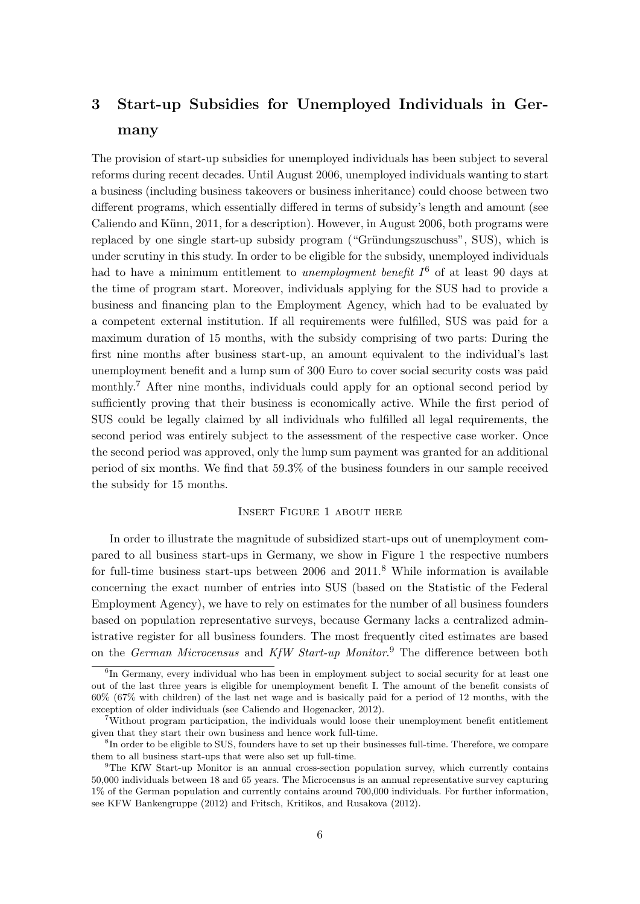## 3 Start-up Subsidies for Unemployed Individuals in Germany

The provision of start-up subsidies for unemployed individuals has been subject to several reforms during recent decades. Until August 2006, unemployed individuals wanting to start a business (including business takeovers or business inheritance) could choose between two different programs, which essentially differed in terms of subsidy's length and amount (see Caliendo and Künn, 2011, for a description). However, in August 2006, both programs were replaced by one single start-up subsidy program ("Gründungszuschuss", SUS), which is under scrutiny in this study. In order to be eligible for the subsidy, unemployed individuals had to have a minimum entitlement to *unemployment benefit I*[6] of at least 90 days at the time of program start. Moreover, individuals applying for the SUS had to provide a business and financing plan to the Employment Agency, which had to be evaluated by a competent external institution. If all requirements were fulfilled, SUS was paid for a maximum duration of 15 months, with the subsidy comprising of two parts: During the first nine months after business start-up, an amount equivalent to the individual's last unemployment benefit and a lump sum of 300 Euro to cover social security costs was paid monthly.[7] After nine months, individuals could apply for an optional second period by sufficiently proving that their business is economically active. While the first period of SUS could be legally claimed by all individuals who fulfilled all legal requirements, the second period was entirely subject to the assessment of the respective case worker. Once the second period was approved, only the lump sum payment was granted for an additional period of six months. We find that 59.3% of the business founders in our sample received the subsidy for 15 months.

INSERT FIGURE 1 ABOUT HERE

In order to illustrate the magnitude of subsidized start-ups out of unemployment compared to all business start-ups in Germany, we show in Figure 1 the respective numbers for full-time business start-ups between 2006 and 2011.[8] While information is available concerning the exact number of entries into SUS (based on the Statistic of the Federal Employment Agency), we have to rely on estimates for the number of all business founders based on population representative surveys, because Germany lacks a centralized administrative register for all business founders. The most frequently cited estimates are based on the *German Microcensus* and *KfW Start-up Monitor*.[9] The difference between both

---

[6] In Germany, every individual who has been in employment subject to social security for at least one out of the last three years is eligible for unemployment benefit I. The amount of the benefit consists of 60% (67% with children) of the last net wage and is basically paid for a period of 12 months, with the exception of older individuals (see Caliendo and Hogenacker, 2012).

[7] Without program participation, the individuals would loose their unemployment benefit entitlement given that they start their own business and hence work full-time.

[8] In order to be eligible to SUS, founders have to set up their businesses full-time. Therefore, we compare them to all business start-ups that were also set up full-time.

[9] The KfW Start-up Monitor is an annual cross-section population survey, which currently contains 50,000 individuals between 18 and 65 years. The Microcensus is an annual representative survey capturing 1% of the German population and currently contains around 700,000 individuals. For further information, see KFW Bankengruppe (2012) and Fritsch, Kritikos, and Rusakova (2012).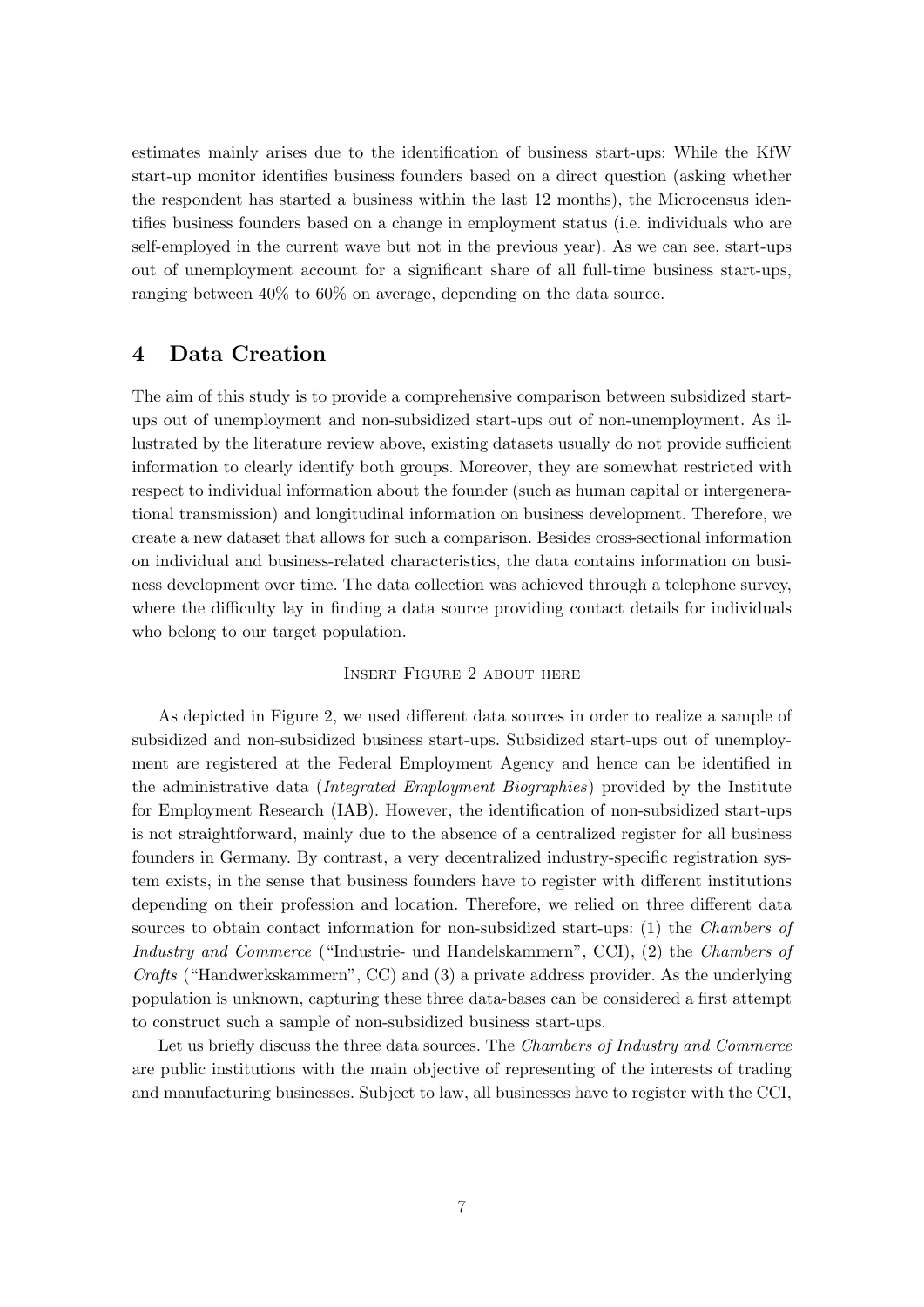estimates mainly arises due to the identification of business start-ups: While the KfW start-up monitor identifies business founders based on a direct question (asking whether the respondent has started a business within the last 12 months), the Microcensus identifies business founders based on a change in employment status (i.e. individuals who are self-employed in the current wave but not in the previous year). As we can see, start-ups out of unemployment account for a significant share of all full-time business start-ups, ranging between 40% to 60% on average, depending on the data source.

## 4 Data Creation

The aim of this study is to provide a comprehensive comparison between subsidized start-ups out of unemployment and non-subsidized start-ups out of non-unemployment. As illustrated by the literature review above, existing datasets usually do not provide sufficient information to clearly identify both groups. Moreover, they are somewhat restricted with respect to individual information about the founder (such as human capital or intergenerational transmission) and longitudinal information on business development. Therefore, we create a new dataset that allows for such a comparison. Besides cross-sectional information on individual and business-related characteristics, the data contains information on business development over time. The data collection was achieved through a telephone survey, where the difficulty lay in finding a data source providing contact details for individuals who belong to our target population.

Insert Figure 2 about here

As depicted in Figure 2, we used different data sources in order to realize a sample of subsidized and non-subsidized business start-ups. Subsidized start-ups out of unemployment are registered at the Federal Employment Agency and hence can be identified in the administrative data (*Integrated Employment Biographies*) provided by the Institute for Employment Research (IAB). However, the identification of non-subsidized start-ups is not straightforward, mainly due to the absence of a centralized register for all business founders in Germany. By contrast, a very decentralized industry-specific registration system exists, in the sense that business founders have to register with different institutions depending on their profession and location. Therefore, we relied on three different data sources to obtain contact information for non-subsidized start-ups: (1) the *Chambers of Industry and Commerce* ("Industrie- und Handelskammern", CCI), (2) the *Chambers of Crafts* ("Handwerkskammern", CC) and (3) a private address provider. As the underlying population is unknown, capturing these three data-bases can be considered a first attempt to construct such a sample of non-subsidized business start-ups.

Let us briefly discuss the three data sources. The *Chambers of Industry and Commerce* are public institutions with the main objective of representing of the interests of trading and manufacturing businesses. Subject to law, all businesses have to register with the CCI,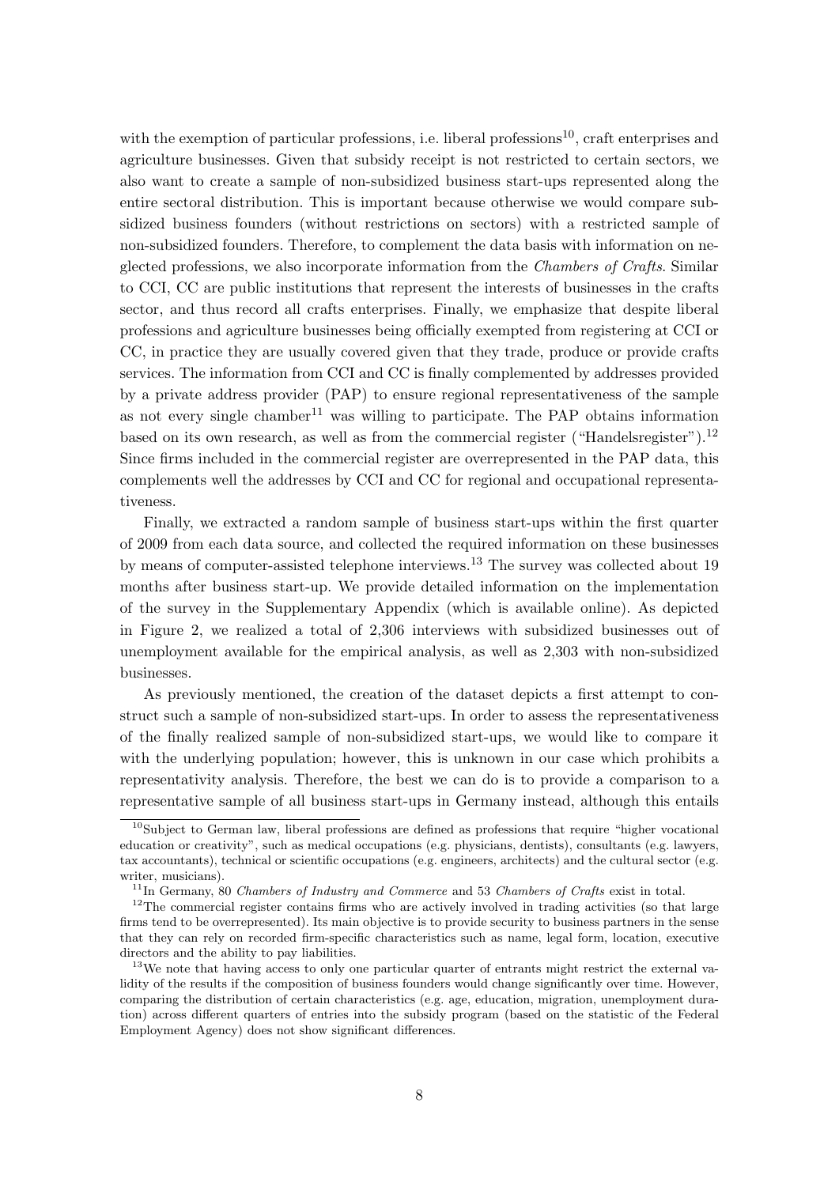with the exemption of particular professions, i.e. liberal professions[10], craft enterprises and agriculture businesses. Given that subsidy receipt is not restricted to certain sectors, we also want to create a sample of non-subsidized business start-ups represented along the entire sectoral distribution. This is important because otherwise we would compare subsidized business founders (without restrictions on sectors) with a restricted sample of non-subsidized founders. Therefore, to complement the data basis with information on neglected professions, we also incorporate information from the *Chambers of Crafts*. Similar to CCI, CC are public institutions that represent the interests of businesses in the crafts sector, and thus record all crafts enterprises. Finally, we emphasize that despite liberal professions and agriculture businesses being officially exempted from registering at CCI or CC, in practice they are usually covered given that they trade, produce or provide crafts services. The information from CCI and CC is finally complemented by addresses provided by a private address provider (PAP) to ensure regional representativeness of the sample as not every single chamber[11] was willing to participate. The PAP obtains information based on its own research, as well as from the commercial register ("Handelsregister").[12] Since firms included in the commercial register are overrepresented in the PAP data, this complements well the addresses by CCI and CC for regional and occupational representativeness.

Finally, we extracted a random sample of business start-ups within the first quarter of 2009 from each data source, and collected the required information on these businesses by means of computer-assisted telephone interviews.[13] The survey was collected about 19 months after business start-up. We provide detailed information on the implementation of the survey in the Supplementary Appendix (which is available online). As depicted in Figure 2, we realized a total of 2,306 interviews with subsidized businesses out of unemployment available for the empirical analysis, as well as 2,303 with non-subsidized businesses.

As previously mentioned, the creation of the dataset depicts a first attempt to construct such a sample of non-subsidized start-ups. In order to assess the representativeness of the finally realized sample of non-subsidized start-ups, we would like to compare it with the underlying population; however, this is unknown in our case which prohibits a representativity analysis. Therefore, the best we can do is to provide a comparison to a representative sample of all business start-ups in Germany instead, although this entails

[10] Subject to German law, liberal professions are defined as professions that require "higher vocational education or creativity", such as medical occupations (e.g. physicians, dentists), consultants (e.g. lawyers, tax accountants), technical or scientific occupations (e.g. engineers, architects) and the cultural sector (e.g. writer, musicians).

[11] In Germany, 80 *Chambers of Industry and Commerce* and 53 *Chambers of Crafts* exist in total.

[12] The commercial register contains firms who are actively involved in trading activities (so that large firms tend to be overrepresented). Its main objective is to provide security to business partners in the sense that they can rely on recorded firm-specific characteristics such as name, legal form, location, executive directors and the ability to pay liabilities.

[13] We note that having access to only one particular quarter of entrants might restrict the external validity of the results if the composition of business founders would change significantly over time. However, comparing the distribution of certain characteristics (e.g. age, education, migration, unemployment duration) across different quarters of entries into the subsidy program (based on the statistic of the Federal Employment Agency) does not show significant differences.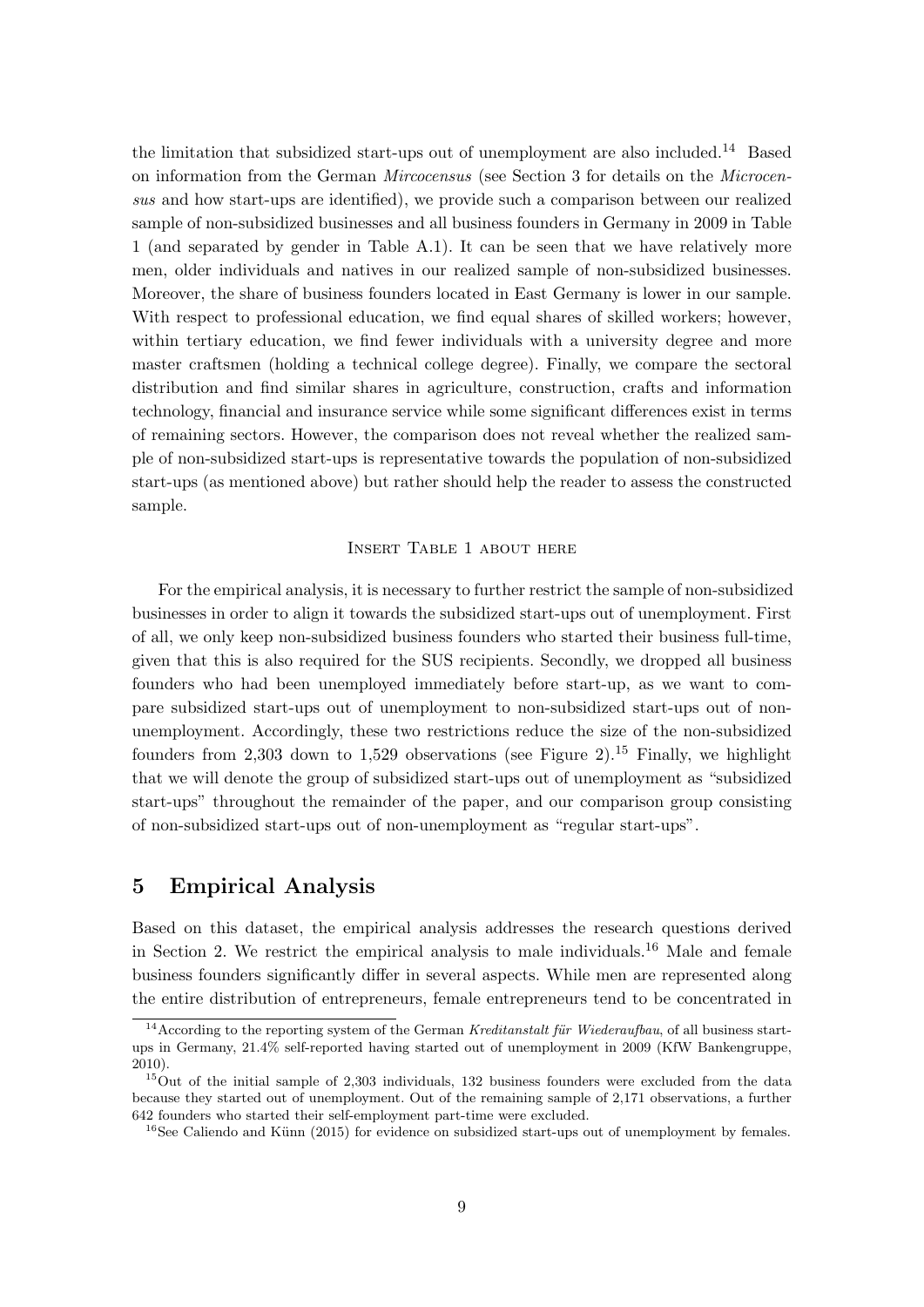the limitation that subsidized start-ups out of unemployment are also included.[14] Based on information from the German *Mircocensus* (see Section 3 for details on the *Microcensus* and how start-ups are identified), we provide such a comparison between our realized sample of non-subsidized businesses and all business founders in Germany in 2009 in Table 1 (and separated by gender in Table A.1). It can be seen that we have relatively more men, older individuals and natives in our realized sample of non-subsidized businesses. Moreover, the share of business founders located in East Germany is lower in our sample. With respect to professional education, we find equal shares of skilled workers; however, within tertiary education, we find fewer individuals with a university degree and more master craftsmen (holding a technical college degree). Finally, we compare the sectoral distribution and find similar shares in agriculture, construction, crafts and information technology, financial and insurance service while some significant differences exist in terms of remaining sectors. However, the comparison does not reveal whether the realized sample of non-subsidized start-ups is representative towards the population of non-subsidized start-ups (as mentioned above) but rather should help the reader to assess the constructed sample.

INSERT TABLE 1 ABOUT HERE

For the empirical analysis, it is necessary to further restrict the sample of non-subsidized businesses in order to align it towards the subsidized start-ups out of unemployment. First of all, we only keep non-subsidized business founders who started their business full-time, given that this is also required for the SUS recipients. Secondly, we dropped all business founders who had been unemployed immediately before start-up, as we want to compare subsidized start-ups out of unemployment to non-subsidized start-ups out of non-unemployment. Accordingly, these two restrictions reduce the size of the non-subsidized founders from 2,303 down to 1,529 observations (see Figure 2).[15] Finally, we highlight that we will denote the group of subsidized start-ups out of unemployment as "subsidized start-ups" throughout the remainder of the paper, and our comparison group consisting of non-subsidized start-ups out of non-unemployment as "regular start-ups".

## 5 Empirical Analysis

Based on this dataset, the empirical analysis addresses the research questions derived in Section 2. We restrict the empirical analysis to male individuals.[16] Male and female business founders significantly differ in several aspects. While men are represented along the entire distribution of entrepreneurs, female entrepreneurs tend to be concentrated in

[14] According to the reporting system of the German *Kreditanstalt für Wiederaufbau*, of all business start-ups in Germany, 21.4% self-reported having started out of unemployment in 2009 (KfW Bankengruppe, 2010).

[15] Out of the initial sample of 2,303 individuals, 132 business founders were excluded from the data because they started out of unemployment. Out of the remaining sample of 2,171 observations, a further 642 founders who started their self-employment part-time were excluded.

[16] See Caliendo and Künn (2015) for evidence on subsidized start-ups out of unemployment by females.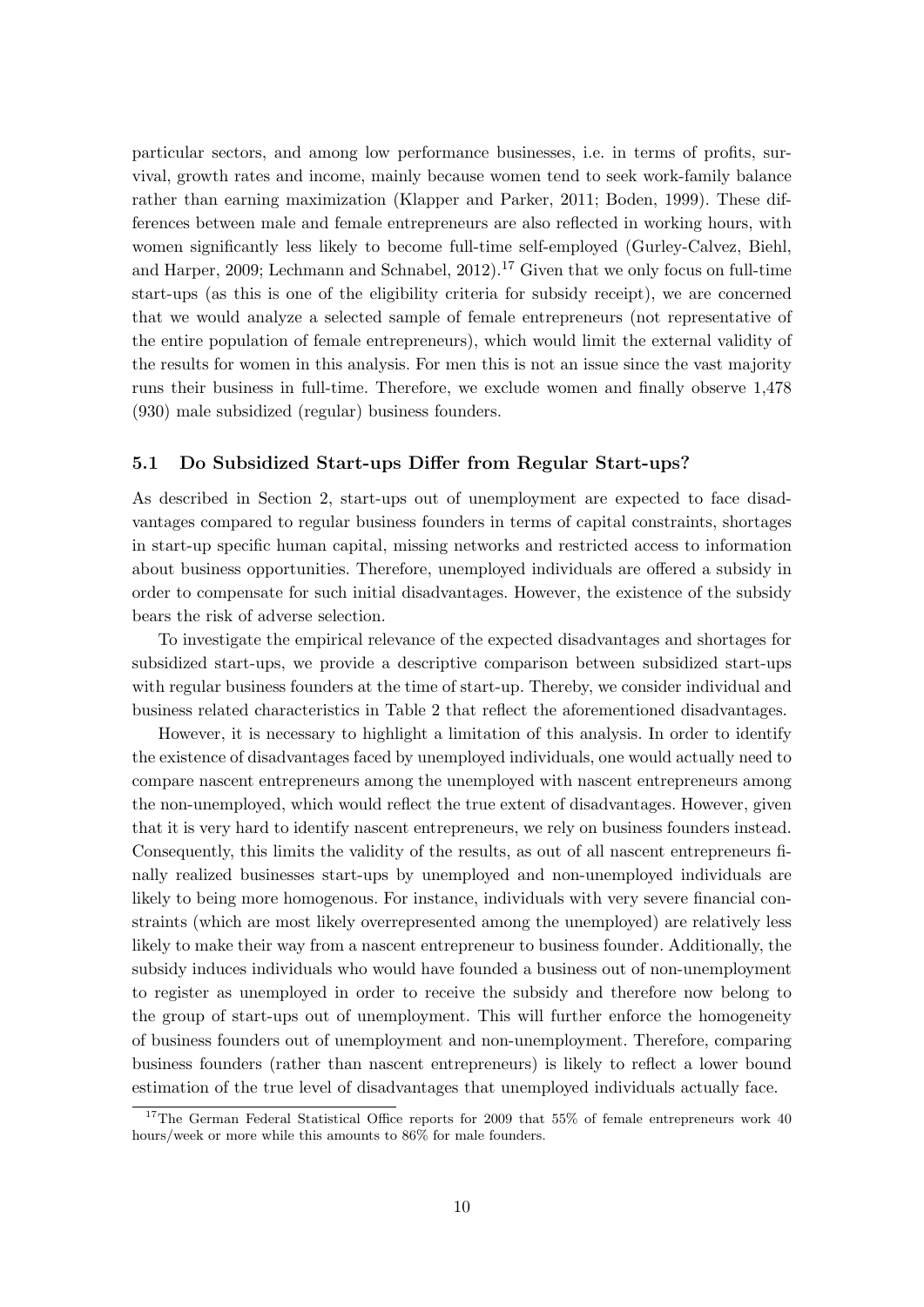particular sectors, and among low performance businesses, i.e. in terms of profits, survival, growth rates and income, mainly because women tend to seek work-family balance rather than earning maximization (Klapper and Parker, 2011; Boden, 1999). These differences between male and female entrepreneurs are also reflected in working hours, with women significantly less likely to become full-time self-employed (Gurley-Calvez, Biehl, and Harper, 2009; Lechmann and Schnabel, 2012).[17] Given that we only focus on full-time start-ups (as this is one of the eligibility criteria for subsidy receipt), we are concerned that we would analyze a selected sample of female entrepreneurs (not representative of the entire population of female entrepreneurs), which would limit the external validity of the results for women in this analysis. For men this is not an issue since the vast majority runs their business in full-time. Therefore, we exclude women and finally observe 1,478 (930) male subsidized (regular) business founders.

### 5.1 Do Subsidized Start-ups Differ from Regular Start-ups?

As described in Section 2, start-ups out of unemployment are expected to face disadvantages compared to regular business founders in terms of capital constraints, shortages in start-up specific human capital, missing networks and restricted access to information about business opportunities. Therefore, unemployed individuals are offered a subsidy in order to compensate for such initial disadvantages. However, the existence of the subsidy bears the risk of adverse selection.

To investigate the empirical relevance of the expected disadvantages and shortages for subsidized start-ups, we provide a descriptive comparison between subsidized start-ups with regular business founders at the time of start-up. Thereby, we consider individual and business related characteristics in Table 2 that reflect the aforementioned disadvantages.

However, it is necessary to highlight a limitation of this analysis. In order to identify the existence of disadvantages faced by unemployed individuals, one would actually need to compare nascent entrepreneurs among the unemployed with nascent entrepreneurs among the non-unemployed, which would reflect the true extent of disadvantages. However, given that it is very hard to identify nascent entrepreneurs, we rely on business founders instead. Consequently, this limits the validity of the results, as out of all nascent entrepreneurs finally realized businesses start-ups by unemployed and non-unemployed individuals are likely to being more homogenous. For instance, individuals with very severe financial constraints (which are most likely overrepresented among the unemployed) are relatively less likely to make their way from a nascent entrepreneur to business founder. Additionally, the subsidy induces individuals who would have founded a business out of non-unemployment to register as unemployed in order to receive the subsidy and therefore now belong to the group of start-ups out of unemployment. This will further enforce the homogeneity of business founders out of unemployment and non-unemployment. Therefore, comparing business founders (rather than nascent entrepreneurs) is likely to reflect a lower bound estimation of the true level of disadvantages that unemployed individuals actually face.

[17] The German Federal Statistical Office reports for 2009 that 55% of female entrepreneurs work 40 hours/week or more while this amounts to 86% for male founders.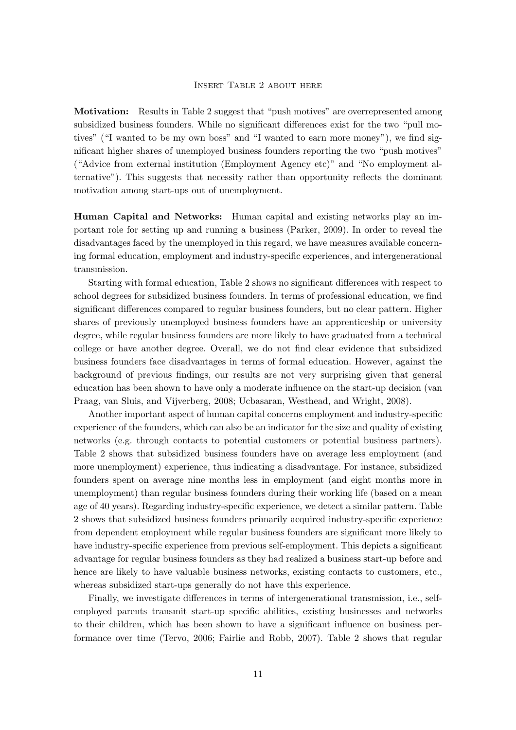Insert Table 2 about here

**Motivation:** Results in Table 2 suggest that "push motives" are overrepresented among subsidized business founders. While no significant differences exist for the two "pull motives" ("I wanted to be my own boss" and "I wanted to earn more money"), we find significant higher shares of unemployed business founders reporting the two "push motives" ("Advice from external institution (Employment Agency etc)" and "No employment alternative"). This suggests that necessity rather than opportunity reflects the dominant motivation among start-ups out of unemployment.

**Human Capital and Networks:** Human capital and existing networks play an important role for setting up and running a business (Parker, 2009). In order to reveal the disadvantages faced by the unemployed in this regard, we have measures available concerning formal education, employment and industry-specific experiences, and intergenerational transmission.

Starting with formal education, Table 2 shows no significant differences with respect to school degrees for subsidized business founders. In terms of professional education, we find significant differences compared to regular business founders, but no clear pattern. Higher shares of previously unemployed business founders have an apprenticeship or university degree, while regular business founders are more likely to have graduated from a technical college or have another degree. Overall, we do not find clear evidence that subsidized business founders face disadvantages in terms of formal education. However, against the background of previous findings, our results are not very surprising given that general education has been shown to have only a moderate influence on the start-up decision (van Praag, van Sluis, and Vijverberg, 2008; Ucbasaran, Westhead, and Wright, 2008).

Another important aspect of human capital concerns employment and industry-specific experience of the founders, which can also be an indicator for the size and quality of existing networks (e.g. through contacts to potential customers or potential business partners). Table 2 shows that subsidized business founders have on average less employment (and more unemployment) experience, thus indicating a disadvantage. For instance, subsidized founders spent on average nine months less in employment (and eight months more in unemployment) than regular business founders during their working life (based on a mean age of 40 years). Regarding industry-specific experience, we detect a similar pattern. Table 2 shows that subsidized business founders primarily acquired industry-specific experience from dependent employment while regular business founders are significant more likely to have industry-specific experience from previous self-employment. This depicts a significant advantage for regular business founders as they had realized a business start-up before and hence are likely to have valuable business networks, existing contacts to customers, etc., whereas subsidized start-ups generally do not have this experience.

Finally, we investigate differences in terms of intergenerational transmission, i.e., self-employed parents transmit start-up specific abilities, existing businesses and networks to their children, which has been shown to have a significant influence on business performance over time (Tervo, 2006; Fairlie and Robb, 2007). Table 2 shows that regular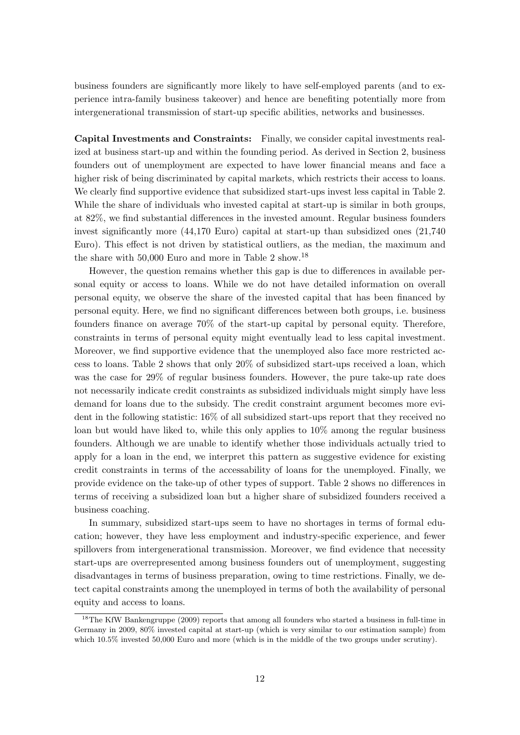business founders are significantly more likely to have self-employed parents (and to experience intra-family business takeover) and hence are benefiting potentially more from intergenerational transmission of start-up specific abilities, networks and businesses.

**Capital Investments and Constraints:** Finally, we consider capital investments realized at business start-up and within the founding period. As derived in Section 2, business founders out of unemployment are expected to have lower financial means and face a higher risk of being discriminated by capital markets, which restricts their access to loans. We clearly find supportive evidence that subsidized start-ups invest less capital in Table 2. While the share of individuals who invested capital at start-up is similar in both groups, at 82%, we find substantial differences in the invested amount. Regular business founders invest significantly more (44,170 Euro) capital at start-up than subsidized ones (21,740 Euro). This effect is not driven by statistical outliers, as the median, the maximum and the share with 50,000 Euro and more in Table 2 show.[18]

However, the question remains whether this gap is due to differences in available personal equity or access to loans. While we do not have detailed information on overall personal equity, we observe the share of the invested capital that has been financed by personal equity. Here, we find no significant differences between both groups, i.e. business founders finance on average 70% of the start-up capital by personal equity. Therefore, constraints in terms of personal equity might eventually lead to less capital investment. Moreover, we find supportive evidence that the unemployed also face more restricted access to loans. Table 2 shows that only 20% of subsidized start-ups received a loan, which was the case for 29% of regular business founders. However, the pure take-up rate does not necessarily indicate credit constraints as subsidized individuals might simply have less demand for loans due to the subsidy. The credit constraint argument becomes more evident in the following statistic: 16% of all subsidized start-ups report that they received no loan but would have liked to, while this only applies to 10% among the regular business founders. Although we are unable to identify whether those individuals actually tried to apply for a loan in the end, we interpret this pattern as suggestive evidence for existing credit constraints in terms of the accessability of loans for the unemployed. Finally, we provide evidence on the take-up of other types of support. Table 2 shows no differences in terms of receiving a subsidized loan but a higher share of subsidized founders received a business coaching.

In summary, subsidized start-ups seem to have no shortages in terms of formal education; however, they have less employment and industry-specific experience, and fewer spillovers from intergenerational transmission. Moreover, we find evidence that necessity start-ups are overrepresented among business founders out of unemployment, suggesting disadvantages in terms of business preparation, owing to time restrictions. Finally, we detect capital constraints among the unemployed in terms of both the availability of personal equity and access to loans.

[18] The KfW Bankengruppe (2009) reports that among all founders who started a business in full-time in Germany in 2009, 80% invested capital at start-up (which is very similar to our estimation sample) from which 10.5% invested 50,000 Euro and more (which is in the middle of the two groups under scrutiny).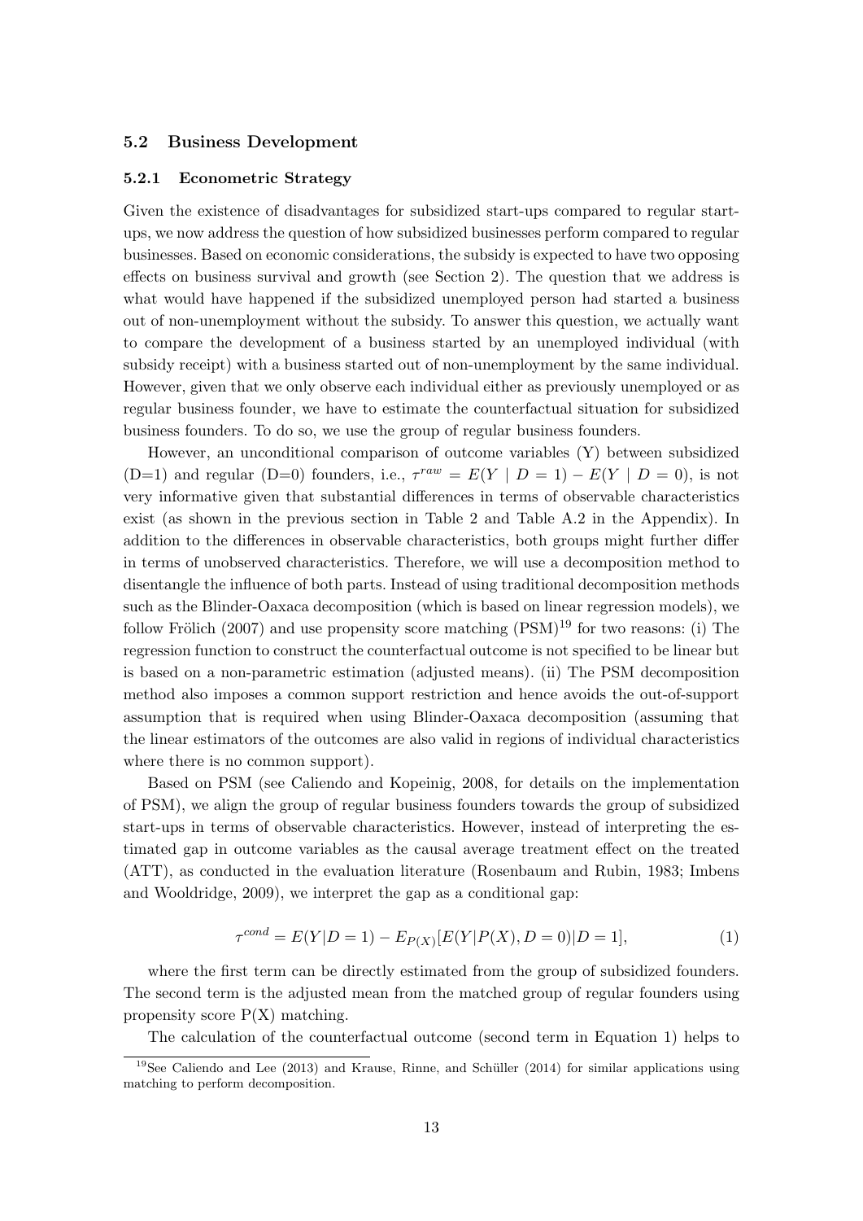## 5.2 Business Development

### 5.2.1 Econometric Strategy

Given the existence of disadvantages for subsidized start-ups compared to regular start-ups, we now address the question of how subsidized businesses perform compared to regular businesses. Based on economic considerations, the subsidy is expected to have two opposing effects on business survival and growth (see Section 2). The question that we address is what would have happened if the subsidized unemployed person had started a business out of non-unemployment without the subsidy. To answer this question, we actually want to compare the development of a business started by an unemployed individual (with subsidy receipt) with a business started out of non-unemployment by the same individual. However, given that we only observe each individual either as previously unemployed or as regular business founder, we have to estimate the counterfactual situation for subsidized business founders. To do so, we use the group of regular business founders.

However, an unconditional comparison of outcome variables (Y) between subsidized (D=1) and regular (D=0) founders, i.e., $\tau^{raw} = E(Y \mid D = 1) - E(Y \mid D = 0)$, is not very informative given that substantial differences in terms of observable characteristics exist (as shown in the previous section in Table 2 and Table A.2 in the Appendix). In addition to the differences in observable characteristics, both groups might further differ in terms of unobserved characteristics. Therefore, we will use a decomposition method to disentangle the influence of both parts. Instead of using traditional decomposition methods such as the Blinder-Oaxaca decomposition (which is based on linear regression models), we follow Frölich (2007) and use propensity score matching (PSM)[19] for two reasons: (i) The regression function to construct the counterfactual outcome is not specified to be linear but is based on a non-parametric estimation (adjusted means). (ii) The PSM decomposition method also imposes a common support restriction and hence avoids the out-of-support assumption that is required when using Blinder-Oaxaca decomposition (assuming that the linear estimators of the outcomes are also valid in regions of individual characteristics where there is no common support).

Based on PSM (see Caliendo and Kopeinig, 2008, for details on the implementation of PSM), we align the group of regular business founders towards the group of subsidized start-ups in terms of observable characteristics. However, instead of interpreting the estimated gap in outcome variables as the causal average treatment effect on the treated (ATT), as conducted in the evaluation literature (Rosenbaum and Rubin, 1983; Imbens and Wooldridge, 2009), we interpret the gap as a conditional gap:

$$\tau^{cond} = E(Y|D = 1) - E_{P(X)}[E(Y|P(X), D = 0)|D = 1], \tag{1}$$

where the first term can be directly estimated from the group of subsidized founders. The second term is the adjusted mean from the matched group of regular founders using propensity score P(X) matching.

The calculation of the counterfactual outcome (second term in Equation 1) helps to

[19] See Caliendo and Lee (2013) and Krause, Rinne, and Schüller (2014) for similar applications using matching to perform decomposition.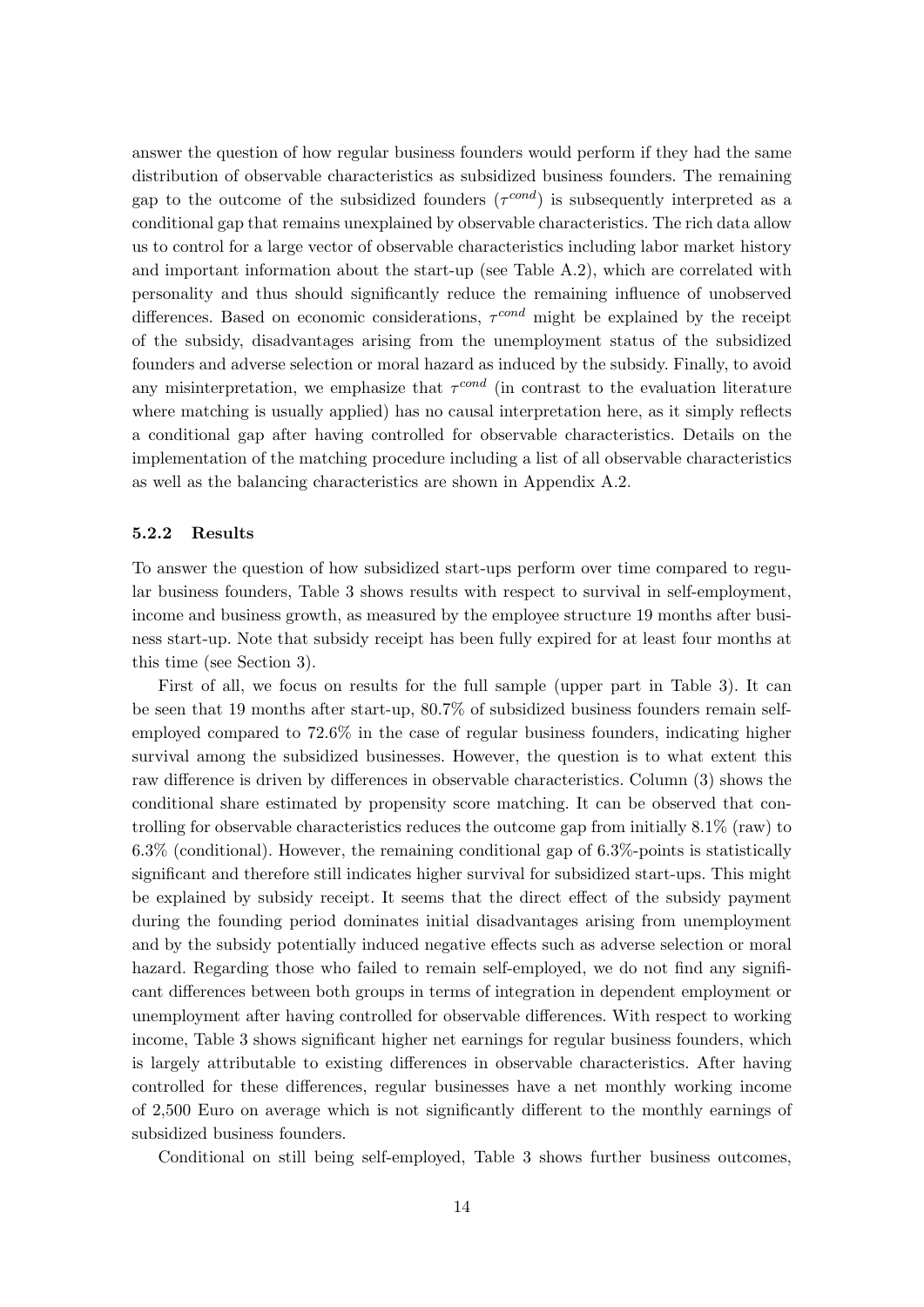answer the question of how regular business founders would perform if they had the same distribution of observable characteristics as subsidized business founders. The remaining gap to the outcome of the subsidized founders ($\tau^{cond}$) is subsequently interpreted as a conditional gap that remains unexplained by observable characteristics. The rich data allow us to control for a large vector of observable characteristics including labor market history and important information about the start-up (see Table A.2), which are correlated with personality and thus should significantly reduce the remaining influence of unobserved differences. Based on economic considerations, $\tau^{cond}$ might be explained by the receipt of the subsidy, disadvantages arising from the unemployment status of the subsidized founders and adverse selection or moral hazard as induced by the subsidy. Finally, to avoid any misinterpretation, we emphasize that $\tau^{cond}$ (in contrast to the evaluation literature where matching is usually applied) has no causal interpretation here, as it simply reflects a conditional gap after having controlled for observable characteristics. Details on the implementation of the matching procedure including a list of all observable characteristics as well as the balancing characteristics are shown in Appendix A.2.

### 5.2.2 Results

To answer the question of how subsidized start-ups perform over time compared to regular business founders, Table 3 shows results with respect to survival in self-employment, income and business growth, as measured by the employee structure 19 months after business start-up. Note that subsidy receipt has been fully expired for at least four months at this time (see Section 3).

First of all, we focus on results for the full sample (upper part in Table 3). It can be seen that 19 months after start-up, 80.7% of subsidized business founders remain self-employed compared to 72.6% in the case of regular business founders, indicating higher survival among the subsidized businesses. However, the question is to what extent this raw difference is driven by differences in observable characteristics. Column (3) shows the conditional share estimated by propensity score matching. It can be observed that controlling for observable characteristics reduces the outcome gap from initially 8.1% (raw) to 6.3% (conditional). However, the remaining conditional gap of 6.3%-points is statistically significant and therefore still indicates higher survival for subsidized start-ups. This might be explained by subsidy receipt. It seems that the direct effect of the subsidy payment during the founding period dominates initial disadvantages arising from unemployment and by the subsidy potentially induced negative effects such as adverse selection or moral hazard. Regarding those who failed to remain self-employed, we do not find any significant differences between both groups in terms of integration in dependent employment or unemployment after having controlled for observable differences. With respect to working income, Table 3 shows significant higher net earnings for regular business founders, which is largely attributable to existing differences in observable characteristics. After having controlled for these differences, regular businesses have a net monthly working income of 2,500 Euro on average which is not significantly different to the monthly earnings of subsidized business founders.

Conditional on still being self-employed, Table 3 shows further business outcomes,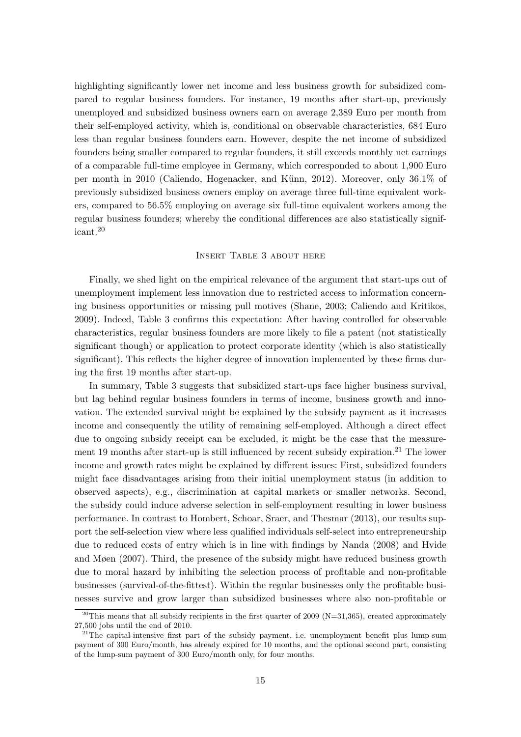highlighting significantly lower net income and less business growth for subsidized compared to regular business founders. For instance, 19 months after start-up, previously unemployed and subsidized business owners earn on average 2,389 Euro per month from their self-employed activity, which is, conditional on observable characteristics, 684 Euro less than regular business founders earn. However, despite the net income of subsidized founders being smaller compared to regular founders, it still exceeds monthly net earnings of a comparable full-time employee in Germany, which corresponded to about 1,900 Euro per month in 2010 (Caliendo, Hogenacker, and Künn, 2012). Moreover, only 36.1% of previously subsidized business owners employ on average three full-time equivalent workers, compared to 56.5% employing on average six full-time equivalent workers among the regular business founders; whereby the conditional differences are also statistically significant.[20]

Insert Table 3 about here

Finally, we shed light on the empirical relevance of the argument that start-ups out of unemployment implement less innovation due to restricted access to information concerning business opportunities or missing pull motives (Shane, 2003; Caliendo and Kritikos, 2009). Indeed, Table 3 confirms this expectation: After having controlled for observable characteristics, regular business founders are more likely to file a patent (not statistically significant though) or application to protect corporate identity (which is also statistically significant). This reflects the higher degree of innovation implemented by these firms during the first 19 months after start-up.

In summary, Table 3 suggests that subsidized start-ups face higher business survival, but lag behind regular business founders in terms of income, business growth and innovation. The extended survival might be explained by the subsidy payment as it increases income and consequently the utility of remaining self-employed. Although a direct effect due to ongoing subsidy receipt can be excluded, it might be the case that the measurement 19 months after start-up is still influenced by recent subsidy expiration.[21] The lower income and growth rates might be explained by different issues: First, subsidized founders might face disadvantages arising from their initial unemployment status (in addition to observed aspects), e.g., discrimination at capital markets or smaller networks. Second, the subsidy could induce adverse selection in self-employment resulting in lower business performance. In contrast to Hombert, Schoar, Sraer, and Thesmar (2013), our results support the self-selection view where less qualified individuals self-select into entrepreneurship due to reduced costs of entry which is in line with findings by Nanda (2008) and Hvide and Møen (2007). Third, the presence of the subsidy might have reduced business growth due to moral hazard by inhibiting the selection process of profitable and non-profitable businesses (survival-of-the-fittest). Within the regular businesses only the profitable businesses survive and grow larger than subsidized businesses where also non-profitable or

[20] This means that all subsidy recipients in the first quarter of 2009 (N=31,365), created approximately 27,500 jobs until the end of 2010.

[21] The capital-intensive first part of the subsidy payment, i.e. unemployment benefit plus lump-sum payment of 300 Euro/month, has already expired for 10 months, and the optional second part, consisting of the lump-sum payment of 300 Euro/month only, for four months.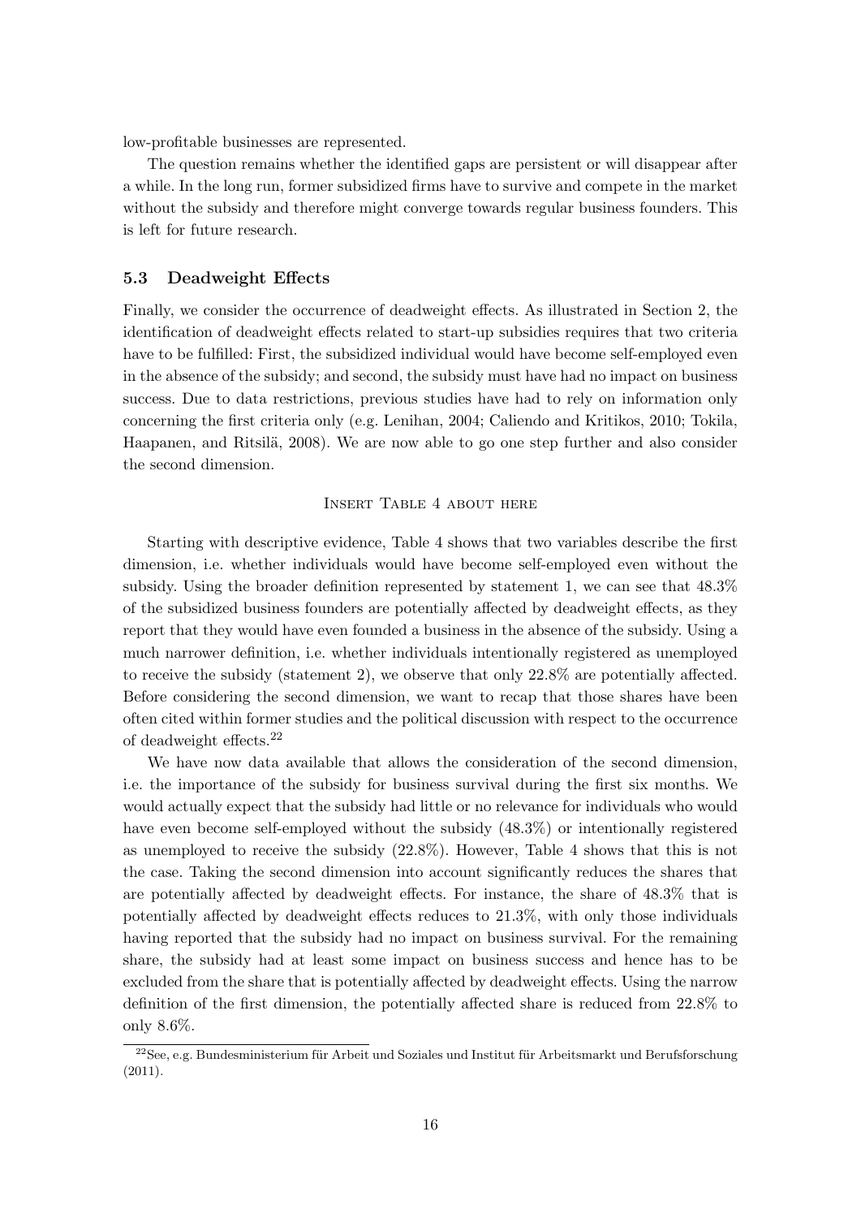low-profitable businesses are represented.

The question remains whether the identified gaps are persistent or will disappear after a while. In the long run, former subsidized firms have to survive and compete in the market without the subsidy and therefore might converge towards regular business founders. This is left for future research.

### 5.3 Deadweight Effects

Finally, we consider the occurrence of deadweight effects. As illustrated in Section 2, the identification of deadweight effects related to start-up subsidies requires that two criteria have to be fulfilled: First, the subsidized individual would have become self-employed even in the absence of the subsidy; and second, the subsidy must have had no impact on business success. Due to data restrictions, previous studies have had to rely on information only concerning the first criteria only (e.g. Lenihan, 2004; Caliendo and Kritikos, 2010; Tokila, Haapanen, and Ritsilä, 2008). We are now able to go one step further and also consider the second dimension.

Insert Table 4 about here

Starting with descriptive evidence, Table 4 shows that two variables describe the first dimension, i.e. whether individuals would have become self-employed even without the subsidy. Using the broader definition represented by statement 1, we can see that 48.3% of the subsidized business founders are potentially affected by deadweight effects, as they report that they would have even founded a business in the absence of the subsidy. Using a much narrower definition, i.e. whether individuals intentionally registered as unemployed to receive the subsidy (statement 2), we observe that only 22.8% are potentially affected. Before considering the second dimension, we want to recap that those shares have been often cited within former studies and the political discussion with respect to the occurrence of deadweight effects.[22]

We have now data available that allows the consideration of the second dimension, i.e. the importance of the subsidy for business survival during the first six months. We would actually expect that the subsidy had little or no relevance for individuals who would have even become self-employed without the subsidy (48.3%) or intentionally registered as unemployed to receive the subsidy (22.8%). However, Table 4 shows that this is not the case. Taking the second dimension into account significantly reduces the shares that are potentially affected by deadweight effects. For instance, the share of 48.3% that is potentially affected by deadweight effects reduces to 21.3%, with only those individuals having reported that the subsidy had no impact on business survival. For the remaining share, the subsidy had at least some impact on business success and hence has to be excluded from the share that is potentially affected by deadweight effects. Using the narrow definition of the first dimension, the potentially affected share is reduced from 22.8% to only 8.6%.

[22] See, e.g. Bundesministerium für Arbeit und Soziales und Institut für Arbeitsmarkt und Berufsforschung (2011).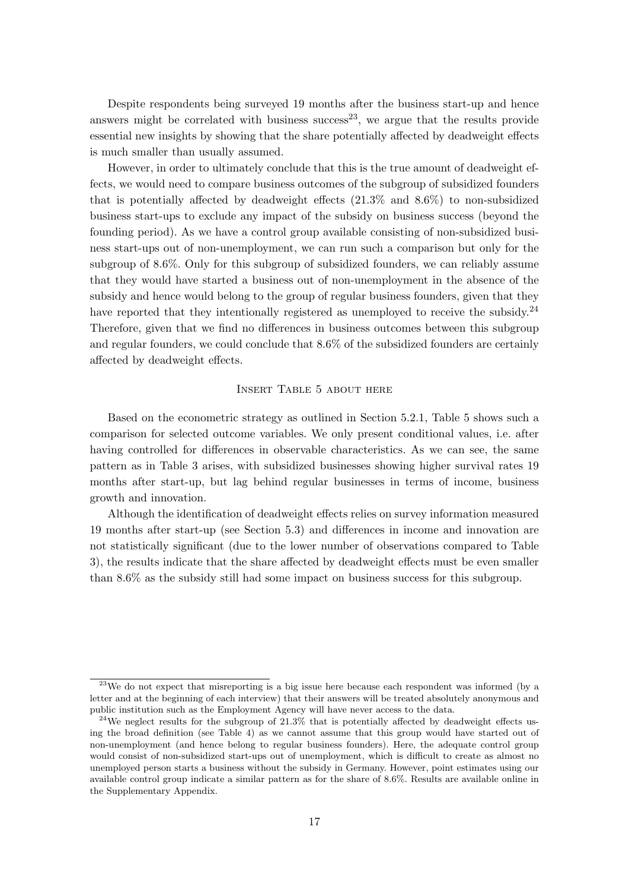Despite respondents being surveyed 19 months after the business start-up and hence answers might be correlated with business success[23], we argue that the results provide essential new insights by showing that the share potentially affected by deadweight effects is much smaller than usually assumed.

However, in order to ultimately conclude that this is the true amount of deadweight effects, we would need to compare business outcomes of the subgroup of subsidized founders that is potentially affected by deadweight effects (21.3% and 8.6%) to non-subsidized business start-ups to exclude any impact of the subsidy on business success (beyond the founding period). As we have a control group available consisting of non-subsidized business start-ups out of non-unemployment, we can run such a comparison but only for the subgroup of 8.6%. Only for this subgroup of subsidized founders, we can reliably assume that they would have started a business out of non-unemployment in the absence of the subsidy and hence would belong to the group of regular business founders, given that they have reported that they intentionally registered as unemployed to receive the subsidy.[24] Therefore, given that we find no differences in business outcomes between this subgroup and regular founders, we could conclude that 8.6% of the subsidized founders are certainly affected by deadweight effects.

Insert Table 5 about here

Based on the econometric strategy as outlined in Section 5.2.1, Table 5 shows such a comparison for selected outcome variables. We only present conditional values, i.e. after having controlled for differences in observable characteristics. As we can see, the same pattern as in Table 3 arises, with subsidized businesses showing higher survival rates 19 months after start-up, but lag behind regular businesses in terms of income, business growth and innovation.

Although the identification of deadweight effects relies on survey information measured 19 months after start-up (see Section 5.3) and differences in income and innovation are not statistically significant (due to the lower number of observations compared to Table 3), the results indicate that the share affected by deadweight effects must be even smaller than 8.6% as the subsidy still had some impact on business success for this subgroup.

[23] We do not expect that misreporting is a big issue here because each respondent was informed (by a letter and at the beginning of each interview) that their answers will be treated absolutely anonymous and public institution such as the Employment Agency will have never access to the data.

[24] We neglect results for the subgroup of 21.3% that is potentially affected by deadweight effects using the broad definition (see Table 4) as we cannot assume that this group would have started out of non-unemployment (and hence belong to regular business founders). Here, the adequate control group would consist of non-subsidized start-ups out of unemployment, which is difficult to create as almost no unemployed person starts a business without the subsidy in Germany. However, point estimates using our available control group indicate a similar pattern as for the share of 8.6%. Results are available online in the Supplementary Appendix.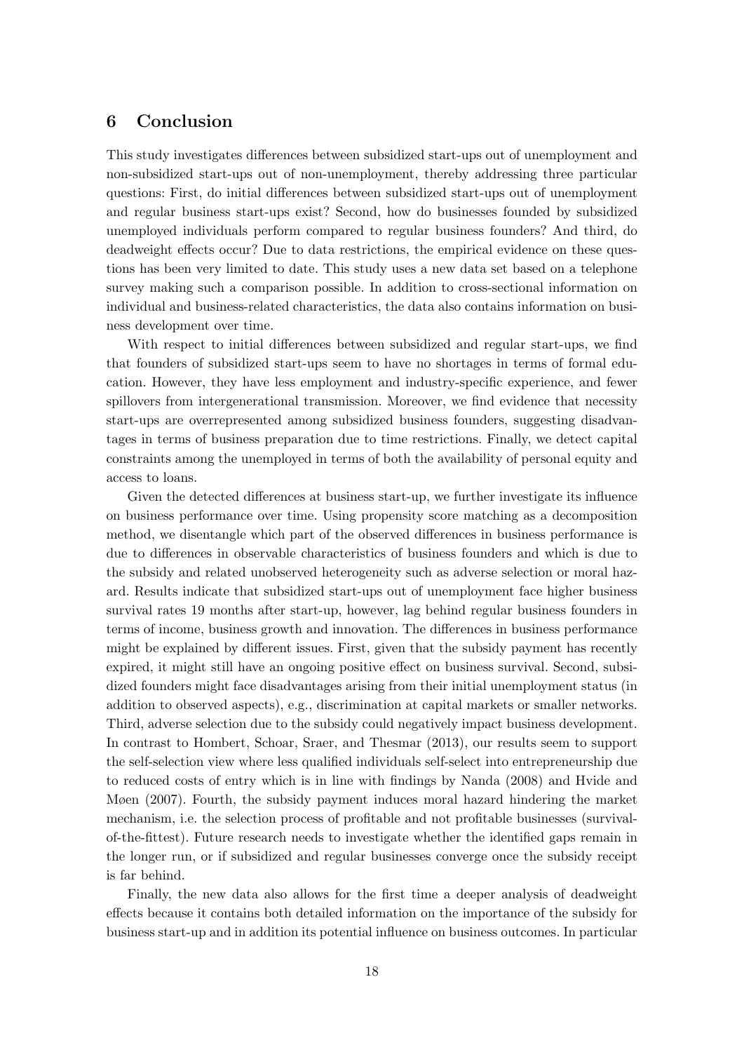## 6 Conclusion

This study investigates differences between subsidized start-ups out of unemployment and non-subsidized start-ups out of non-unemployment, thereby addressing three particular questions: First, do initial differences between subsidized start-ups out of unemployment and regular business start-ups exist? Second, how do businesses founded by subsidized unemployed individuals perform compared to regular business founders? And third, do deadweight effects occur? Due to data restrictions, the empirical evidence on these questions has been very limited to date. This study uses a new data set based on a telephone survey making such a comparison possible. In addition to cross-sectional information on individual and business-related characteristics, the data also contains information on business development over time.

With respect to initial differences between subsidized and regular start-ups, we find that founders of subsidized start-ups seem to have no shortages in terms of formal education. However, they have less employment and industry-specific experience, and fewer spillovers from intergenerational transmission. Moreover, we find evidence that necessity start-ups are overrepresented among subsidized business founders, suggesting disadvantages in terms of business preparation due to time restrictions. Finally, we detect capital constraints among the unemployed in terms of both the availability of personal equity and access to loans.

Given the detected differences at business start-up, we further investigate its influence on business performance over time. Using propensity score matching as a decomposition method, we disentangle which part of the observed differences in business performance is due to differences in observable characteristics of business founders and which is due to the subsidy and related unobserved heterogeneity such as adverse selection or moral hazard. Results indicate that subsidized start-ups out of unemployment face higher business survival rates 19 months after start-up, however, lag behind regular business founders in terms of income, business growth and innovation. The differences in business performance might be explained by different issues. First, given that the subsidy payment has recently expired, it might still have an ongoing positive effect on business survival. Second, subsidized founders might face disadvantages arising from their initial unemployment status (in addition to observed aspects), e.g., discrimination at capital markets or smaller networks. Third, adverse selection due to the subsidy could negatively impact business development. In contrast to Hombert, Schoar, Sraer, and Thesmar (2013), our results seem to support the self-selection view where less qualified individuals self-select into entrepreneurship due to reduced costs of entry which is in line with findings by Nanda (2008) and Hvide and Møen (2007). Fourth, the subsidy payment induces moral hazard hindering the market mechanism, i.e. the selection process of profitable and not profitable businesses (survival-of-the-fittest). Future research needs to investigate whether the identified gaps remain in the longer run, or if subsidized and regular businesses converge once the subsidy receipt is far behind.

Finally, the new data also allows for the first time a deeper analysis of deadweight effects because it contains both detailed information on the importance of the subsidy for business start-up and in addition its potential influence on business outcomes. In particular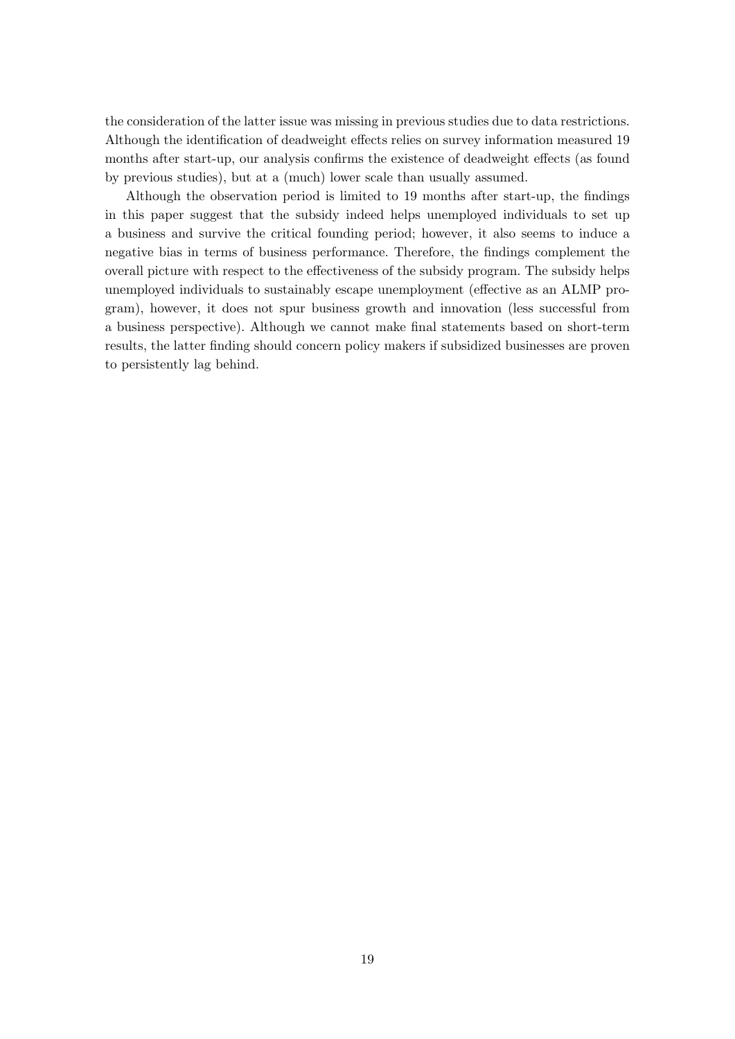the consideration of the latter issue was missing in previous studies due to data restrictions. Although the identification of deadweight effects relies on survey information measured 19 months after start-up, our analysis confirms the existence of deadweight effects (as found by previous studies), but at a (much) lower scale than usually assumed.

Although the observation period is limited to 19 months after start-up, the findings in this paper suggest that the subsidy indeed helps unemployed individuals to set up a business and survive the critical founding period; however, it also seems to induce a negative bias in terms of business performance. Therefore, the findings complement the overall picture with respect to the effectiveness of the subsidy program. The subsidy helps unemployed individuals to sustainably escape unemployment (effective as an ALMP program), however, it does not spur business growth and innovation (less successful from a business perspective). Although we cannot make final statements based on short-term results, the latter finding should concern policy makers if subsidized businesses are proven to persistently lag behind.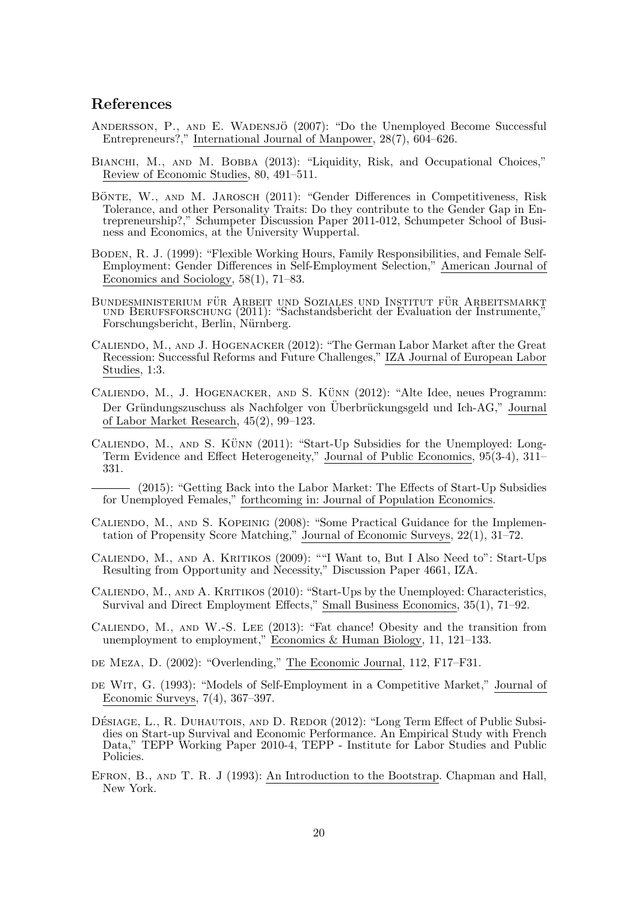## References

Andersson, P., and E. Wadensjö (2007): "Do the Unemployed Become Successful Entrepreneurs?," International Journal of Manpower, 28(7), 604–626.

Bianchi, M., and M. Bobba (2013): "Liquidity, Risk, and Occupational Choices," Review of Economic Studies, 80, 491–511.

Bönte, W., and M. Jarosch (2011): "Gender Differences in Competitiveness, Risk Tolerance, and other Personality Traits: Do they contribute to the Gender Gap in Entrepreneurship?," Schumpeter Discussion Paper 2011-012, Schumpeter School of Business and Economics, at the University Wuppertal.

Boden, R. J. (1999): "Flexible Working Hours, Family Responsibilities, and Female Self-Employment: Gender Differences in Self-Employment Selection," American Journal of Economics and Sociology, 58(1), 71–83.

Bundesministerium für Arbeit und Soziales und Institut für Arbeitsmarkt und Berufsforschung (2011): "Sachstandsbericht der Evaluation der Instrumente," Forschungsbericht, Berlin, Nürnberg.

Caliendo, M., and J. Hogenacker (2012): "The German Labor Market after the Great Recession: Successful Reforms and Future Challenges," IZA Journal of European Labor Studies, 1:3.

Caliendo, M., J. Hogenacker, and S. Künn (2012): "Alte Idee, neues Programm: Der Gründungszuschuss als Nachfolger von Überbrückungsgeld und Ich-AG," Journal of Labor Market Research, 45(2), 99–123.

Caliendo, M., and S. Künn (2011): "Start-Up Subsidies for the Unemployed: Long-Term Evidence and Effect Heterogeneity," Journal of Public Economics, 95(3-4), 311–331.

——— (2015): "Getting Back into the Labor Market: The Effects of Start-Up Subsidies for Unemployed Females," forthcoming in: Journal of Population Economics.

Caliendo, M., and S. Kopeinig (2008): "Some Practical Guidance for the Implementation of Propensity Score Matching," Journal of Economic Surveys, 22(1), 31–72.

Caliendo, M., and A. Kritikos (2009): ""I Want to, But I Also Need to": Start-Ups Resulting from Opportunity and Necessity," Discussion Paper 4661, IZA.

Caliendo, M., and A. Kritikos (2010): "Start-Ups by the Unemployed: Characteristics, Survival and Direct Employment Effects," Small Business Economics, 35(1), 71–92.

Caliendo, M., and W.-S. Lee (2013): "Fat chance! Obesity and the transition from unemployment to employment," Economics & Human Biology, 11, 121–133.

de Meza, D. (2002): "Overlending," The Economic Journal, 112, F17–F31.

de Wit, G. (1993): "Models of Self-Employment in a Competitive Market," Journal of Economic Surveys, 7(4), 367–397.

Désiage, L., R. Duhautois, and D. Redor (2012): "Long Term Effect of Public Subsidies on Start-up Survival and Economic Performance. An Empirical Study with French Data," TEPP Working Paper 2010-4, TEPP - Institute for Labor Studies and Public Policies.

Efron, B., and T. R. J (1993): An Introduction to the Bootstrap. Chapman and Hall, New York.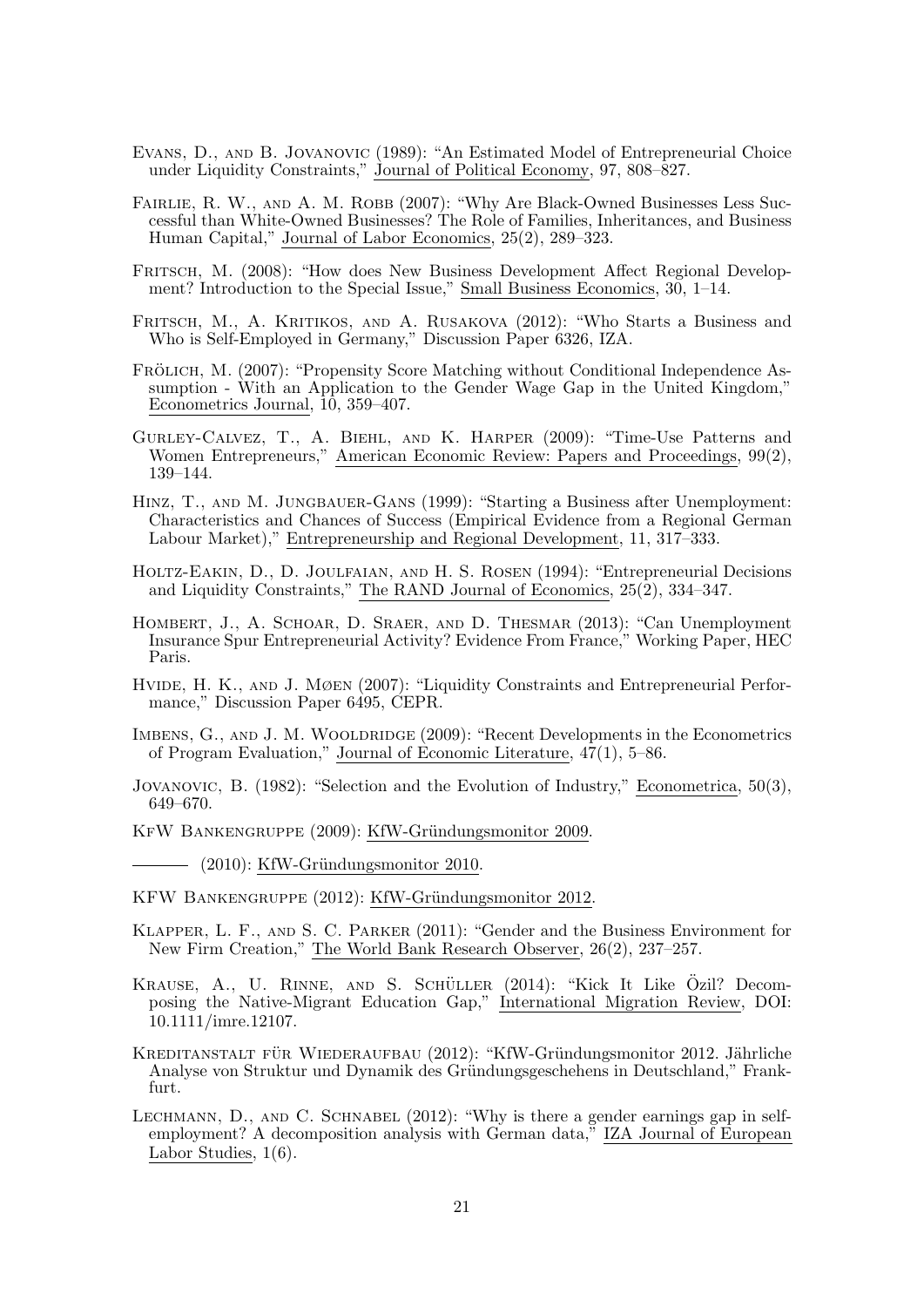Evans, D., and B. Jovanovic (1989): "An Estimated Model of Entrepreneurial Choice under Liquidity Constraints," Journal of Political Economy, 97, 808–827.

Fairlie, R. W., and A. M. Robb (2007): "Why Are Black-Owned Businesses Less Successful than White-Owned Businesses? The Role of Families, Inheritances, and Business Human Capital," Journal of Labor Economics, 25(2), 289–323.

Fritsch, M. (2008): "How does New Business Development Affect Regional Development? Introduction to the Special Issue," Small Business Economics, 30, 1–14.

Fritsch, M., A. Kritikos, and A. Rusakova (2012): "Who Starts a Business and Who is Self-Employed in Germany," Discussion Paper 6326, IZA.

Frölich, M. (2007): "Propensity Score Matching without Conditional Independence Assumption - With an Application to the Gender Wage Gap in the United Kingdom," Econometrics Journal, 10, 359–407.

Gurley-Calvez, T., A. Biehl, and K. Harper (2009): "Time-Use Patterns and Women Entrepreneurs," American Economic Review: Papers and Proceedings, 99(2), 139–144.

Hinz, T., and M. Jungbauer-Gans (1999): "Starting a Business after Unemployment: Characteristics and Chances of Success (Empirical Evidence from a Regional German Labour Market)," Entrepreneurship and Regional Development, 11, 317–333.

Holtz-Eakin, D., D. Joulfaian, and H. S. Rosen (1994): "Entrepreneurial Decisions and Liquidity Constraints," The RAND Journal of Economics, 25(2), 334–347.

Hombert, J., A. Schoar, D. Sraer, and D. Thesmar (2013): "Can Unemployment Insurance Spur Entrepreneurial Activity? Evidence From France," Working Paper, HEC Paris.

Hvide, H. K., and J. Møen (2007): "Liquidity Constraints and Entrepreneurial Performance," Discussion Paper 6495, CEPR.

Imbens, G., and J. M. Wooldridge (2009): "Recent Developments in the Econometrics of Program Evaluation," Journal of Economic Literature, 47(1), 5–86.

Jovanovic, B. (1982): "Selection and the Evolution of Industry," Econometrica, 50(3), 649–670.

KfW Bankengruppe (2009): KfW-Gründungsmonitor 2009.

——— (2010): KfW-Gründungsmonitor 2010.

KFW Bankengruppe (2012): KfW-Gründungsmonitor 2012.

Klapper, L. F., and S. C. Parker (2011): "Gender and the Business Environment for New Firm Creation," The World Bank Research Observer, 26(2), 237–257.

Krause, A., U. Rinne, and S. Schüller (2014): "Kick It Like Özil? Decomposing the Native-Migrant Education Gap," International Migration Review, DOI: 10.1111/imre.12107.

Kreditanstalt für Wiederaufbau (2012): "KfW-Gründungsmonitor 2012. Jährliche Analyse von Struktur und Dynamik des Gründungsgeschehens in Deutschland," Frankfurt.

Lechmann, D., and C. Schnabel (2012): "Why is there a gender earnings gap in self-employment? A decomposition analysis with German data," IZA Journal of European Labor Studies, 1(6).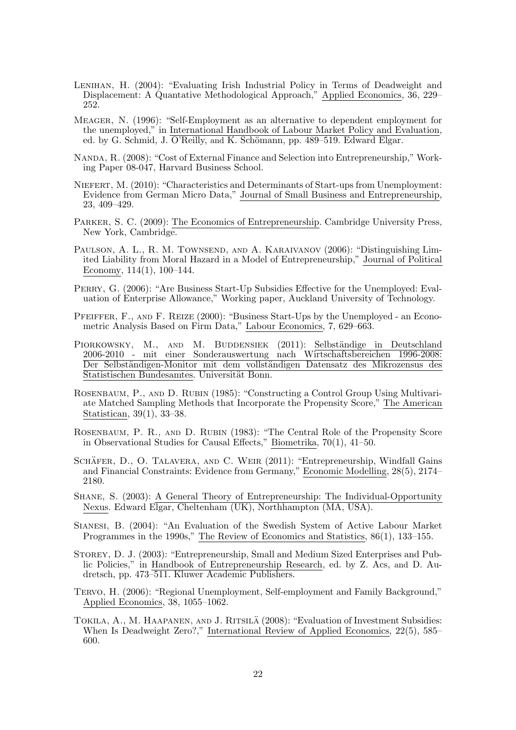Lenihan, H. (2004): "Evaluating Irish Industrial Policy in Terms of Deadweight and Displacement: A Quantative Methodological Approach," Applied Economics, 36, 229–252.

Meager, N. (1996): "Self-Employment as an alternative to dependent employment for the unemployed," in International Handbook of Labour Market Policy and Evaluation, ed. by G. Schmid, J. O'Reilly, and K. Schömann, pp. 489–519. Edward Elgar.

Nanda, R. (2008): "Cost of External Finance and Selection into Entrepreneurship," Working Paper 08-047, Harvard Business School.

Niefert, M. (2010): "Characteristics and Determinants of Start-ups from Unemployment: Evidence from German Micro Data," Journal of Small Business and Entrepreneurship, 23, 409–429.

Parker, S. C. (2009): The Economics of Entrepreneurship. Cambridge University Press, New York, Cambridge.

Paulson, A. L., R. M. Townsend, and A. Karaivanov (2006): "Distinguishing Limited Liability from Moral Hazard in a Model of Entrepreneurship," Journal of Political Economy, 114(1), 100–144.

Perry, G. (2006): "Are Business Start-Up Subsidies Effective for the Unemployed: Evaluation of Enterprise Allowance," Working paper, Auckland University of Technology.

Pfeiffer, F., and F. Reize (2000): "Business Start-Ups by the Unemployed - an Econometric Analysis Based on Firm Data," Labour Economics, 7, 629–663.

Piorkowsky, M., and M. Buddensiek (2011): Selbständige in Deutschland 2006-2010 - mit einer Sonderauswertung nach Wirtschaftsbereichen 1996-2008: Der Selbständigen-Monitor mit dem vollständigen Datensatz des Mikrozensus des Statistischen Bundesamtes. Universität Bonn.

Rosenbaum, P., and D. Rubin (1985): "Constructing a Control Group Using Multivariate Matched Sampling Methods that Incorporate the Propensity Score," The American Statistican, 39(1), 33–38.

Rosenbaum, P. R., and D. Rubin (1983): "The Central Role of the Propensity Score in Observational Studies for Causal Effects," Biometrika, 70(1), 41–50.

Schäfer, D., O. Talavera, and C. Weir (2011): "Entrepreneurship, Windfall Gains and Financial Constraints: Evidence from Germany," Economic Modelling, 28(5), 2174–2180.

Shane, S. (2003): A General Theory of Entrepreneurship: The Individual-Opportunity Nexus. Edward Elgar, Cheltenham (UK), Northhampton (MA, USA).

Sianesi, B. (2004): "An Evaluation of the Swedish System of Active Labour Market Programmes in the 1990s," The Review of Economics and Statistics, 86(1), 133–155.

Storey, D. J. (2003): "Entrepreneurship, Small and Medium Sized Enterprises and Public Policies," in Handbook of Entrepreneurship Research, ed. by Z. Acs, and D. Audretsch, pp. 473–511. Kluwer Academic Publishers.

Tervo, H. (2006): "Regional Unemployment, Self-employment and Family Background," Applied Economics, 38, 1055–1062.

Tokila, A., M. Haapanen, and J. Ritsilä (2008): "Evaluation of Investment Subsidies: When Is Deadweight Zero?," International Review of Applied Economics, 22(5), 585–600.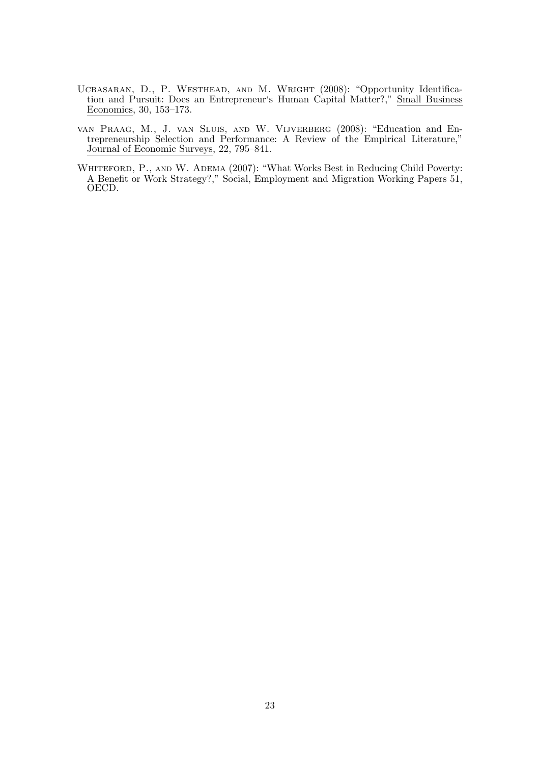Ucbasaran, D., P. Westhead, and M. Wright (2008): "Opportunity Identification and Pursuit: Does an Entrepreneur's Human Capital Matter?," Small Business Economics, 30, 153–173.

van Praag, M., J. van Sluis, and W. Vijverberg (2008): "Education and Entrepreneurship Selection and Performance: A Review of the Empirical Literature," Journal of Economic Surveys, 22, 795–841.

Whiteford, P., and W. Adema (2007): "What Works Best in Reducing Child Poverty: A Benefit or Work Strategy?," Social, Employment and Migration Working Papers 51, OECD.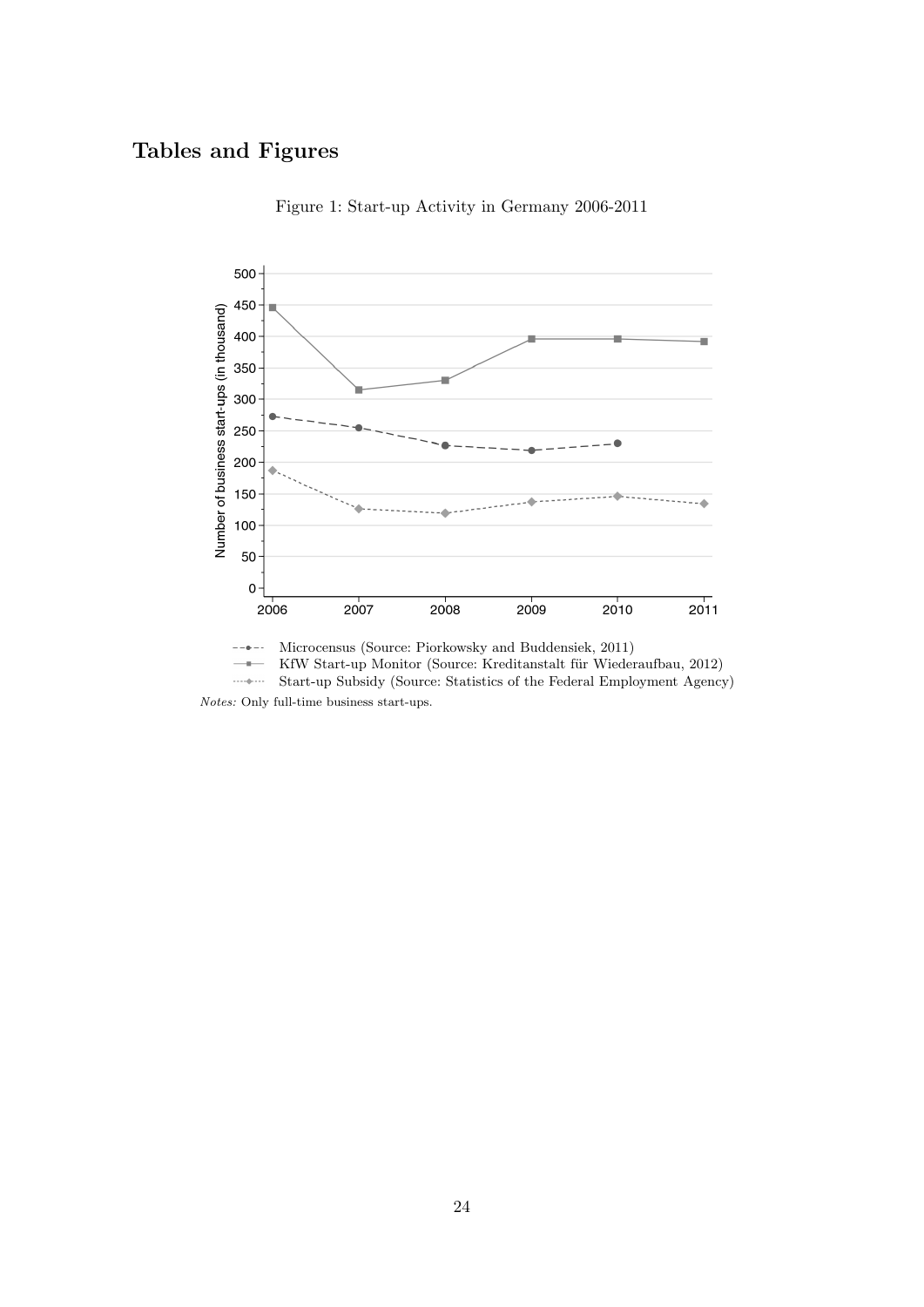# Tables and Figures

Figure 1: Start-up Activity in Germany 2006-2011

Microcensus (Source: Piorkowsky and Buddensiek, 2011)
KfW Start-up Monitor (Source: Kreditanstalt für Wiederaufbau, 2012)
Start-up Subsidy (Source: Statistics of the Federal Employment Agency)

*Notes:* Only full-time business start-ups.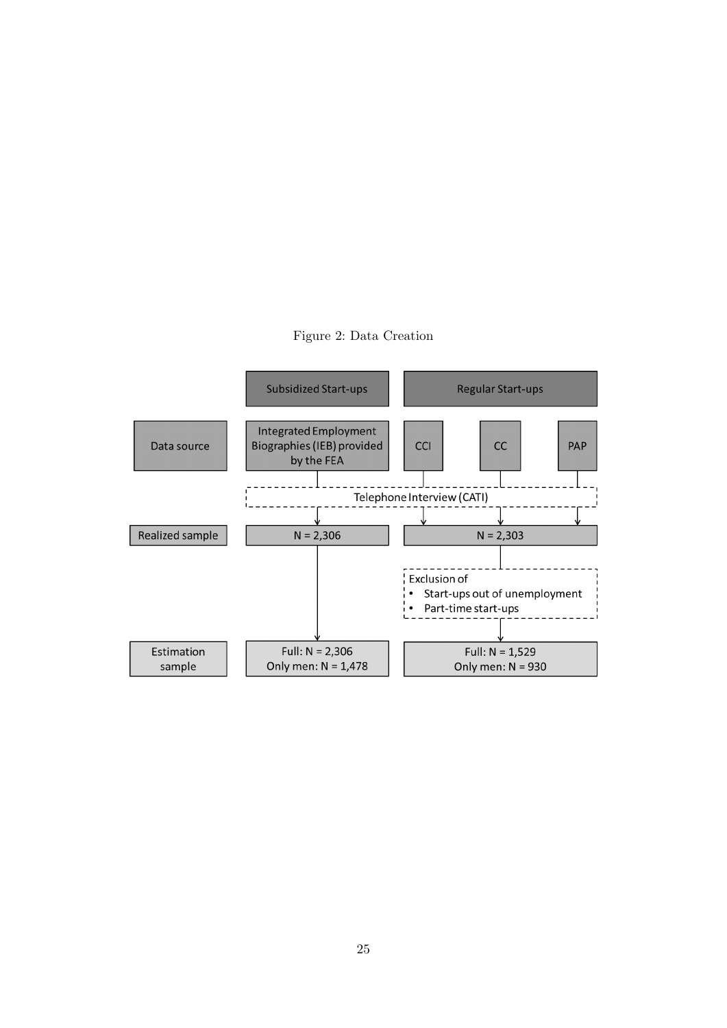Figure 2: Data Creation

| | Subsidized Start-ups | Regular Start-ups | | |
|---|---|---|---|---|
| Data source | Integrated Employment Biographies (IEB) provided by the FEA | CCI | CC | PAP |
| | Telephone Interview (CATI) | | | |
| Realized sample | N = 2,306 | N = 2,303 | | |
| | | Exclusion of<br>• Start-ups out of unemployment<br>• Part-time start-ups | | |
| Estimation sample | Full: N = 2,306<br>Only men: N = 1,478 | Full: N = 1,529<br>Only men: N = 930 | | |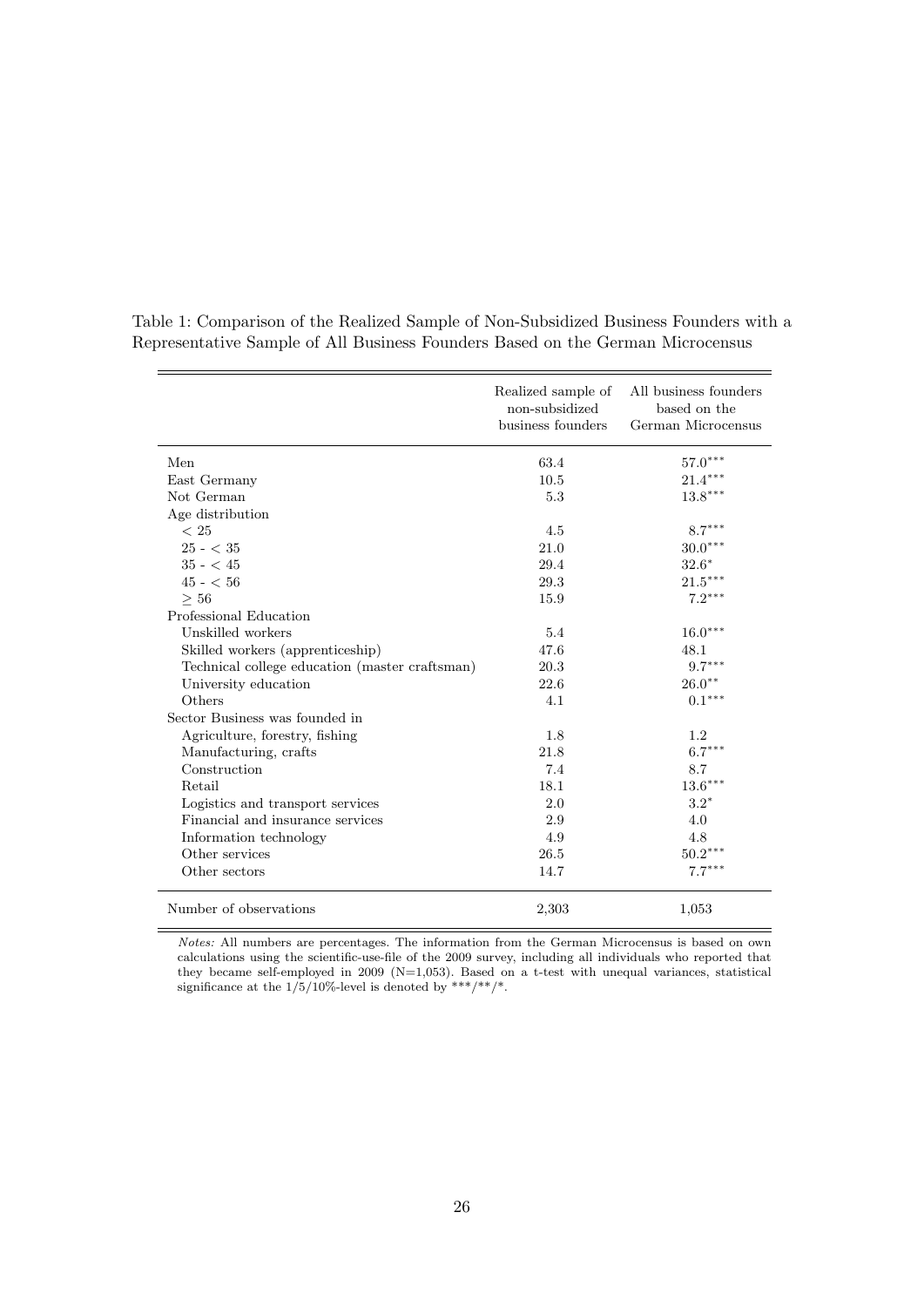Table 1: Comparison of the Realized Sample of Non-Subsidized Business Founders with a Representative Sample of All Business Founders Based on the German Microcensus

| | Realized sample of non-subsidized business founders | All business founders based on the German Microcensus |
|---|---|---|
| Men | 63.4 | 57.0*** |
| East Germany | 10.5 | 21.4*** |
| Not German | 5.3 | 13.8*** |
| Age distribution | | |
| $< 25$ | 4.5 | 8.7*** |
| $25$ - $< 35$ | 21.0 | 30.0*** |
| $35$ - $< 45$ | 29.4 | 32.6* |
| $45$ - $< 56$ | 29.3 | 21.5*** |
| $\geq 56$ | 15.9 | 7.2*** |
| Professional Education | | |
| Unskilled workers | 5.4 | 16.0*** |
| Skilled workers (apprenticeship) | 47.6 | 48.1 |
| Technical college education (master craftsman) | 20.3 | 9.7*** |
| University education | 22.6 | 26.0** |
| Others | 4.1 | 0.1*** |
| Sector Business was founded in | | |
| Agriculture, forestry, fishing | 1.8 | 1.2 |
| Manufacturing, crafts | 21.8 | 6.7*** |
| Construction | 7.4 | 8.7 |
| Retail | 18.1 | 13.6*** |
| Logistics and transport services | 2.0 | 3.2* |
| Financial and insurance services | 2.9 | 4.0 |
| Information technology | 4.9 | 4.8 |
| Other services | 26.5 | 50.2*** |
| Other sectors | 14.7 | 7.7*** |
| Number of observations | 2,303 | 1,053 |

*Notes:* All numbers are percentages. The information from the German Microcensus is based on own calculations using the scientific-use-file of the 2009 survey, including all individuals who reported that they became self-employed in 2009 (N=1,053). Based on a t-test with unequal variances, statistical significance at the 1/5/10%-level is denoted by ***/**/*.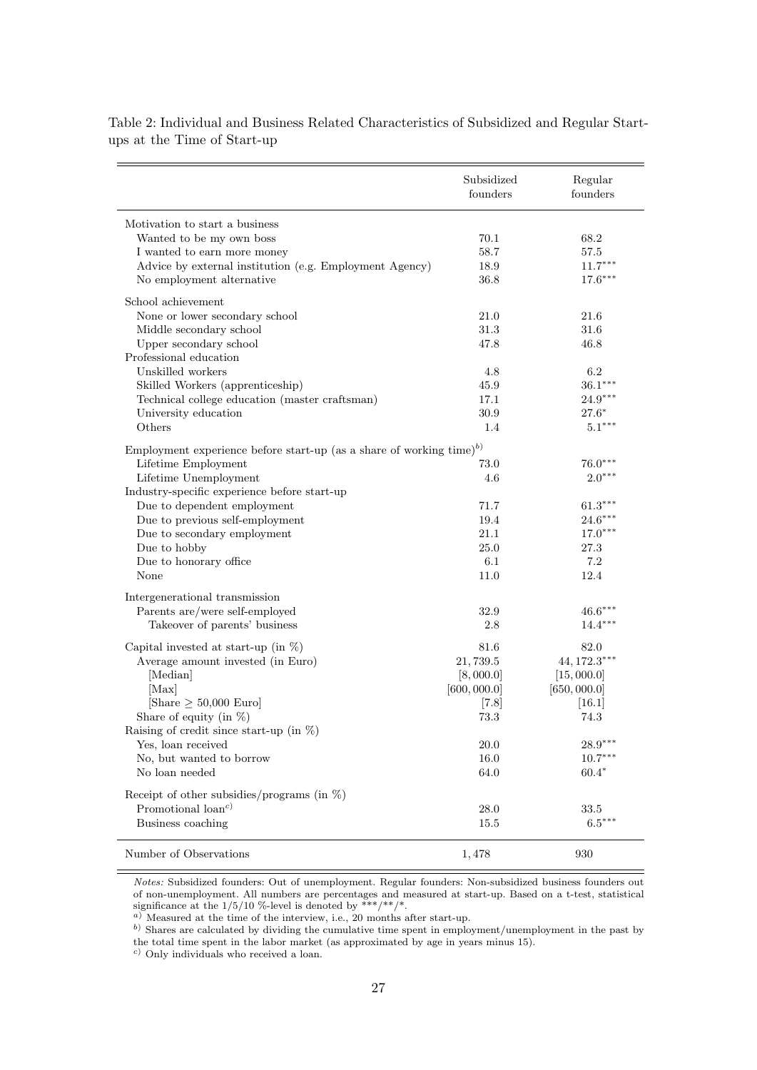Table 2: Individual and Business Related Characteristics of Subsidized and Regular Start-ups at the Time of Start-up

| | Subsidized founders | Regular founders |
|---|---|---|
| Motivation to start a business | | |
| Wanted to be my own boss | 70.1 | 68.2 |
| I wanted to earn more money | 58.7 | 57.5 |
| Advice by external institution (e.g. Employment Agency) | 18.9 | 11.7*** |
| No employment alternative | 36.8 | 17.6*** |
| School achievement | | |
| None or lower secondary school | 21.0 | 21.6 |
| Middle secondary school | 31.3 | 31.6 |
| Upper secondary school | 47.8 | 46.8 |
| Professional education | | |
| Unskilled workers | 4.8 | 6.2 |
| Skilled Workers (apprenticeship) | 45.9 | 36.1*** |
| Technical college education (master craftsman) | 17.1 | 24.9*** |
| University education | 30.9 | 27.6* |
| Others | 1.4 | 5.1*** |
| Employment experience before start-up (as a share of working time)[b] | | |
| Lifetime Employment | 73.0 | 76.0*** |
| Lifetime Unemployment | 4.6 | 2.0*** |
| Industry-specific experience before start-up | | |
| Due to dependent employment | 71.7 | 61.3*** |
| Due to previous self-employment | 19.4 | 24.6*** |
| Due to secondary employment | 21.1 | 17.0*** |
| Due to hobby | 25.0 | 27.3 |
| Due to honorary office | 6.1 | 7.2 |
| None | 11.0 | 12.4 |
| Intergenerational transmission | | |
| Parents are/were self-employed | 32.9 | 46.6*** |
| Takeover of parents' business | 2.8 | 14.4*** |
| Capital invested at start-up (in %) | 81.6 | 82.0 |
| Average amount invested (in Euro) | 21,739.5 | 44,172.3*** |
| [Median] | [8,000.0] | [15,000.0] |
| [Max] | [600,000.0] | [650,000.0] |
| [Share ≥ 50,000 Euro] | [7.8] | [16.1] |
| Share of equity (in %) | 73.3 | 74.3 |
| Raising of credit since start-up (in %) | | |
| Yes, loan received | 20.0 | 28.9*** |
| No, but wanted to borrow | 16.0 | 10.7*** |
| No loan needed | 64.0 | 60.4* |
| Receipt of other subsidies/programs (in %) | | |
| Promotional loan[c] | 28.0 | 33.5 |
| Business coaching | 15.5 | 6.5*** |
| Number of Observations | 1,478 | 930 |

*Notes:* Subsidized founders: Out of unemployment. Regular founders: Non-subsidized business founders out of non-unemployment. All numbers are percentages and measured at start-up. Based on a t-test, statistical significance at the 1/5/10 %-level is denoted by ***/**/*.
[a] Measured at the time of the interview, i.e., 20 months after start-up.
[b] Shares are calculated by dividing the cumulative time spent in employment/unemployment in the past by the total time spent in the labor market (as approximated by age in years minus 15).
[c] Only individuals who received a loan.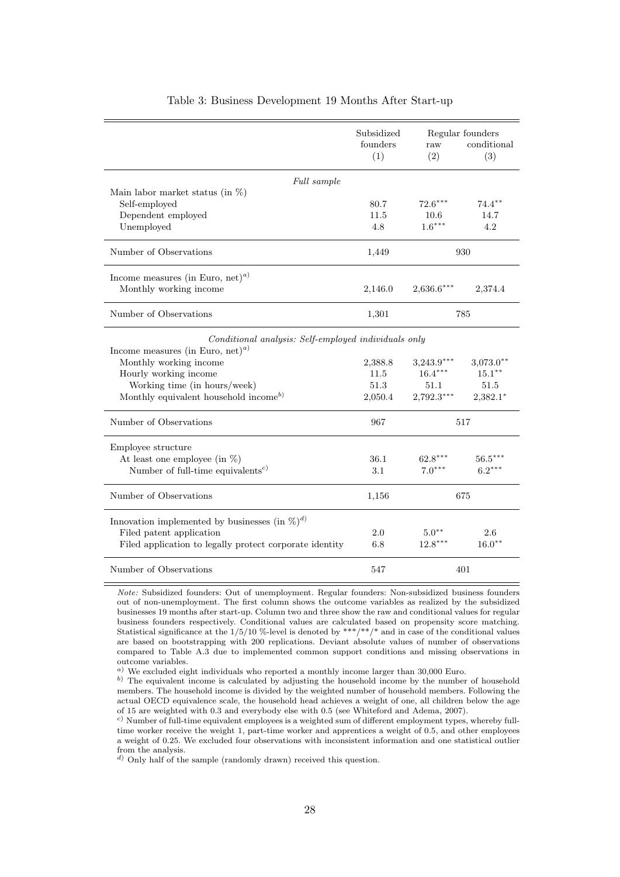Table 3: Business Development 19 Months After Start-up

| | Subsidized founders (1) | Regular founders raw (2) | Regular founders conditional (3) |
|---|---|---|---|
| *Full sample* | | | |
| Main labor market status (in %) | | | |
| Self-employed | 80.7 | 72.6*** | 74.4** |
| Dependent employed | 11.5 | 10.6 | 14.7 |
| Unemployed | 4.8 | 1.6*** | 4.2 |
| Number of Observations | 1,449 | 930 | |
| Income measures (in Euro, net)[a] | | | |
| Monthly working income | 2,146.0 | 2,636.6*** | 2,374.4 |
| Number of Observations | 1,301 | 785 | |
| *Conditional analysis: Self-employed individuals only* | | | |
| Income measures (in Euro, net)[a] | | | |
| Monthly working income | 2,388.8 | 3,243.9*** | 3,073.0** |
| Hourly working income | 11.5 | 16.4*** | 15.1** |
| Working time (in hours/week) | 51.3 | 51.1 | 51.5 |
| Monthly equivalent household income[b] | 2,050.4 | 2,792.3*** | 2,382.1* |
| Number of Observations | 967 | 517 | |
| Employee structure | | | |
| At least one employee (in %) | 36.1 | 62.8*** | 56.5*** |
| Number of full-time equivalents[c] | 3.1 | 7.0*** | 6.2*** |
| Number of Observations | 1,156 | 675 | |
| Innovation implemented by businesses (in %)[d] | | | |
| Filed patent application | 2.0 | 5.0** | 2.6 |
| Filed application to legally protect corporate identity | 6.8 | 12.8*** | 16.0** |
| Number of Observations | 547 | 401 | |

*Note:* Subsidized founders: Out of unemployment. Regular founders: Non-subsidized business founders out of non-unemployment. The first column shows the outcome variables as realized by the subsidized businesses 19 months after start-up. Column two and three show the raw and conditional values for regular business founders respectively. Conditional values are calculated based on propensity score matching. Statistical significance at the 1/5/10 %-level is denoted by ***/**/* and in case of the conditional values are based on bootstrapping with 200 replications. Deviant absolute values of number of observations compared to Table A.3 due to implemented common support conditions and missing observations in outcome variables.

[a] We excluded eight individuals who reported a monthly income larger than 30,000 Euro.

[b] The equivalent income is calculated by adjusting the household income by the number of household members. The household income is divided by the weighted number of household members. Following the actual OECD equivalence scale, the household head achieves a weight of one, all children below the age of 15 are weighted with 0.3 and everybody else with 0.5 (see Whiteford and Adema, 2007).

[c] Number of full-time equivalent employees is a weighted sum of different employment types, whereby full-time worker receive the weight 1, part-time worker and apprentices a weight of 0.5, and other employees a weight of 0.25. We excluded four observations with inconsistent information and one statistical outlier from the analysis.

[d] Only half of the sample (randomly drawn) received this question.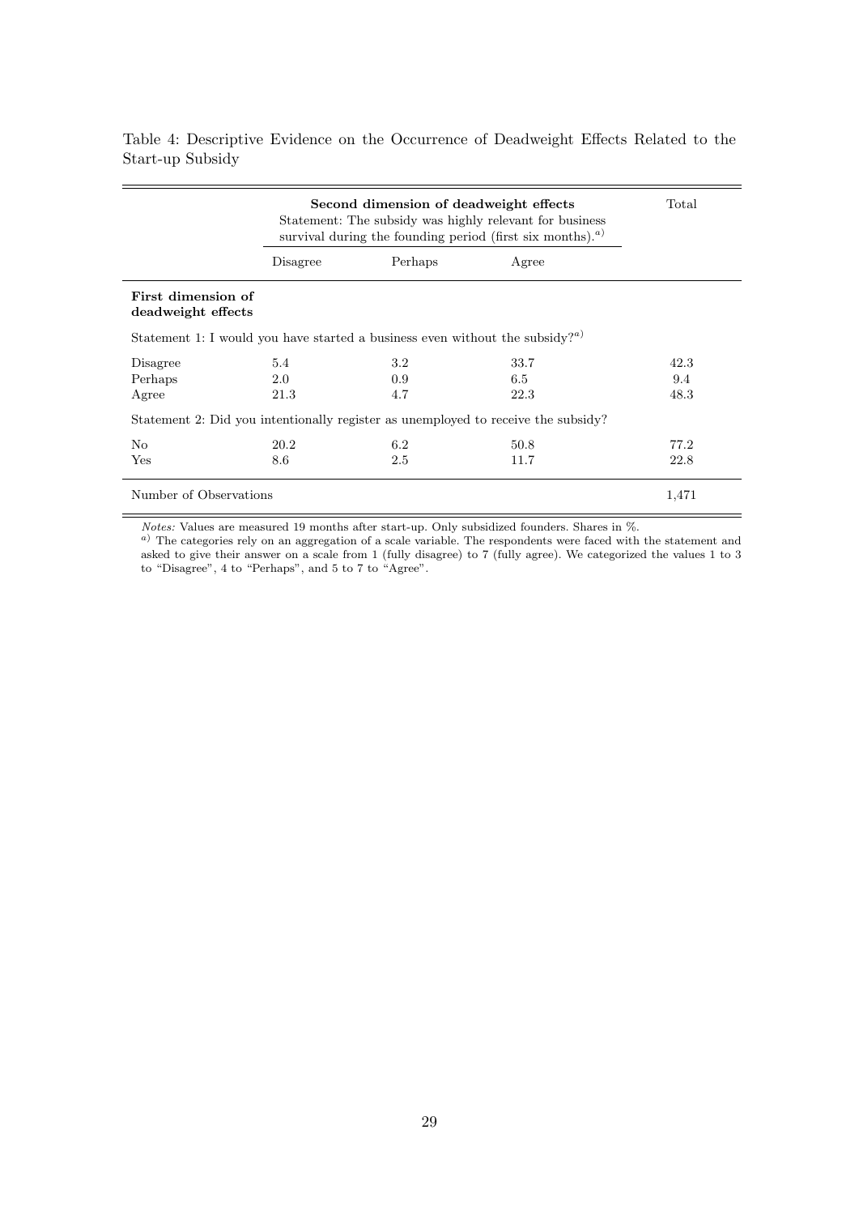Table 4: Descriptive Evidence on the Occurrence of Deadweight Effects Related to the Start-up Subsidy

| | **Second dimension of deadweight effects** Statement: The subsidy was highly relevant for business survival during the founding period (first six months).[a] | | | Total |
|---|---|---|---|---|
| | Disagree | Perhaps | Agree | |
| **First dimension of deadweight effects** | | | | |
| Statement 1: I would you have started a business even without the subsidy?[a] | | | | |
| Disagree | 5.4 | 3.2 | 33.7 | 42.3 |
| Perhaps | 2.0 | 0.9 | 6.5 | 9.4 |
| Agree | 21.3 | 4.7 | 22.3 | 48.3 |
| Statement 2: Did you intentionally register as unemployed to receive the subsidy? | | | | |
| No | 20.2 | 6.2 | 50.8 | 77.2 |
| Yes | 8.6 | 2.5 | 11.7 | 22.8 |
| Number of Observations | | | | 1,471 |

*Notes:* Values are measured 19 months after start-up. Only subsidized founders. Shares in %.
[a] The categories rely on an aggregation of a scale variable. The respondents were faced with the statement and asked to give their answer on a scale from 1 (fully disagree) to 7 (fully agree). We categorized the values 1 to 3 to "Disagree", 4 to "Perhaps", and 5 to 7 to "Agree".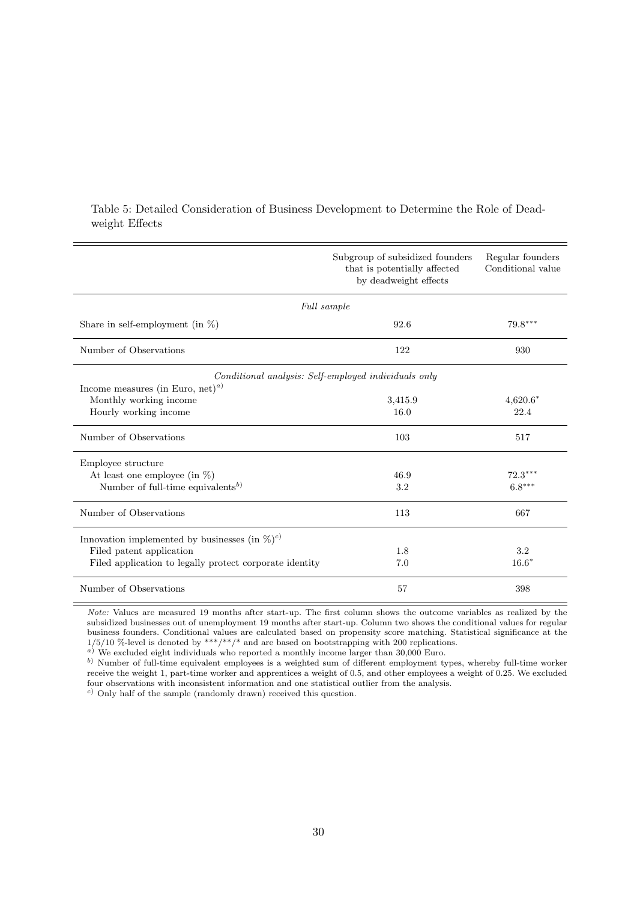Table 5: Detailed Consideration of Business Development to Determine the Role of Deadweight Effects

| | Subgroup of subsidized founders that is potentially affected by deadweight effects | Regular founders Conditional value |
|---|---|---|
| *Full sample* | | |
| Share in self-employment (in %) | 92.6 | 79.8*** |
| Number of Observations | 122 | 930 |
| *Conditional analysis: Self-employed individuals only* | | |
| Income measures (in Euro, net)[a] | | |
| Monthly working income | 3,415.9 | 4,620.6* |
| Hourly working income | 16.0 | 22.4 |
| Number of Observations | 103 | 517 |
| Employee structure | | |
| At least one employee (in %) | 46.9 | 72.3*** |
| Number of full-time equivalents[b] | 3.2 | 6.8*** |
| Number of Observations | 113 | 667 |
| Innovation implemented by businesses (in %)[c] | | |
| Filed patent application | 1.8 | 3.2 |
| Filed application to legally protect corporate identity | 7.0 | 16.6* |
| Number of Observations | 57 | 398 |

*Note:* Values are measured 19 months after start-up. The first column shows the outcome variables as realized by the subsidized businesses out of unemployment 19 months after start-up. Column two shows the conditional values for regular business founders. Conditional values are calculated based on propensity score matching. Statistical significance at the 1/5/10 %-level is denoted by ***/**/* and are based on bootstrapping with 200 replications.

[a] We excluded eight individuals who reported a monthly income larger than 30,000 Euro.

[b] Number of full-time equivalent employees is a weighted sum of different employment types, whereby full-time worker receive the weight 1, part-time worker and apprentices a weight of 0.5, and other employees a weight of 0.25. We excluded four observations with inconsistent information and one statistical outlier from the analysis.

[c] Only half of the sample (randomly drawn) received this question.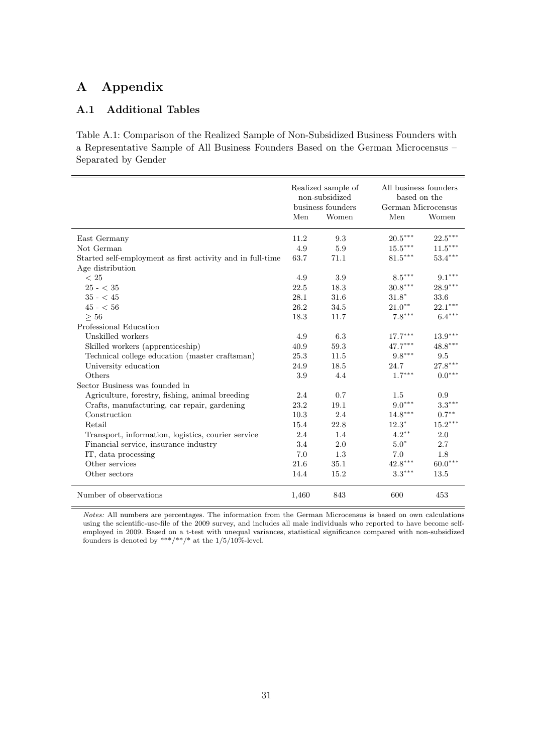## A Appendix

### A.1 Additional Tables

Table A.1: Comparison of the Realized Sample of Non-Subsidized Business Founders with a Representative Sample of All Business Founders Based on the German Microcensus – Separated by Gender

| | Realized sample of non-subsidized business founders | | All business founders based on the German Microcensus | |
|---|---|---|---|---|
| | Men | Women | Men | Women |
| East Germany | 11.2 | 9.3 | $20.5^{***}$ | $22.5^{***}$ |
| Not German | 4.9 | 5.9 | $15.5^{***}$ | $11.5^{***}$ |
| Started self-employment as first activity and in full-time | 63.7 | 71.1 | $81.5^{***}$ | $53.4^{***}$ |
| Age distribution | | | | |
| $< 25$ | 4.9 | 3.9 | $8.5^{***}$ | $9.1^{***}$ |
| $25 - < 35$ | 22.5 | 18.3 | $30.8^{***}$ | $28.9^{***}$ |
| $35 - < 45$ | 28.1 | 31.6 | $31.8^{*}$ | 33.6 |
| $45 - < 56$ | 26.2 | 34.5 | $21.0^{**}$ | $22.1^{***}$ |
| $\geq 56$ | 18.3 | 11.7 | $7.8^{***}$ | $6.4^{***}$ |
| Professional Education | | | | |
| Unskilled workers | 4.9 | 6.3 | $17.7^{***}$ | $13.9^{***}$ |
| Skilled workers (apprenticeship) | 40.9 | 59.3 | $47.7^{***}$ | $48.8^{***}$ |
| Technical college education (master craftsman) | 25.3 | 11.5 | $9.8^{***}$ | 9.5 |
| University education | 24.9 | 18.5 | 24.7 | $27.8^{***}$ |
| Others | 3.9 | 4.4 | $1.7^{***}$ | $0.0^{***}$ |
| Sector Business was founded in | | | | |
| Agriculture, forestry, fishing, animal breeding | 2.4 | 0.7 | 1.5 | 0.9 |
| Crafts, manufacturing, car repair, gardening | 23.2 | 19.1 | $9.0^{***}$ | $3.3^{***}$ |
| Construction | 10.3 | 2.4 | $14.8^{***}$ | $0.7^{**}$ |
| Retail | 15.4 | 22.8 | $12.3^{*}$ | $15.2^{***}$ |
| Transport, information, logistics, courier service | 2.4 | 1.4 | $4.2^{**}$ | 2.0 |
| Financial service, insurance industry | 3.4 | 2.0 | $5.0^{*}$ | 2.7 |
| IT, data processing | 7.0 | 1.3 | 7.0 | 1.8 |
| Other services | 21.6 | 35.1 | $42.8^{***}$ | $60.0^{***}$ |
| Other sectors | 14.4 | 15.2 | $3.3^{***}$ | 13.5 |
| Number of observations | 1,460 | 843 | 600 | 453 |

*Notes:* All numbers are percentages. The information from the German Microcensus is based on own calculations using the scientific-use-file of the 2009 survey, and includes all male individuals who reported to have become self-employed in 2009. Based on a t-test with unequal variances, statistical significance compared with non-subsidized founders is denoted by \*\*\*/\*\*/\* at the 1/5/10%-level.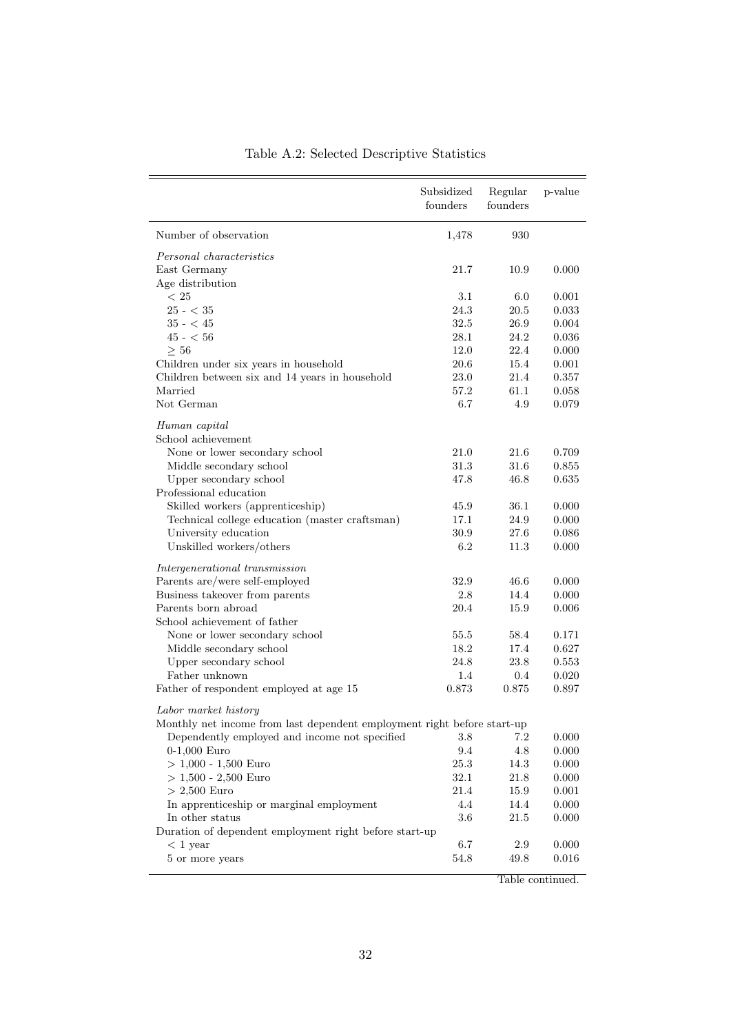Table A.2: Selected Descriptive Statistics

| | Subsidized founders | Regular founders | p-value |
|---|---|---|---|
| Number of observation | 1,478 | 930 | |
| *Personal characteristics* | | | |
| East Germany | 21.7 | 10.9 | 0.000 |
| Age distribution | | | |
| $< 25$ | 3.1 | 6.0 | 0.001 |
| $25$ - $< 35$ | 24.3 | 20.5 | 0.033 |
| $35$ - $< 45$ | 32.5 | 26.9 | 0.004 |
| $45$ - $< 56$ | 28.1 | 24.2 | 0.036 |
| $\geq 56$ | 12.0 | 22.4 | 0.000 |
| Children under six years in household | 20.6 | 15.4 | 0.001 |
| Children between six and 14 years in household | 23.0 | 21.4 | 0.357 |
| Married | 57.2 | 61.1 | 0.058 |
| Not German | 6.7 | 4.9 | 0.079 |
| *Human capital* | | | |
| School achievement | | | |
| None or lower secondary school | 21.0 | 21.6 | 0.709 |
| Middle secondary school | 31.3 | 31.6 | 0.855 |
| Upper secondary school | 47.8 | 46.8 | 0.635 |
| Professional education | | | |
| Skilled workers (apprenticeship) | 45.9 | 36.1 | 0.000 |
| Technical college education (master craftsman) | 17.1 | 24.9 | 0.000 |
| University education | 30.9 | 27.6 | 0.086 |
| Unskilled workers/others | 6.2 | 11.3 | 0.000 |
| *Intergenerational transmission* | | | |
| Parents are/were self-employed | 32.9 | 46.6 | 0.000 |
| Business takeover from parents | 2.8 | 14.4 | 0.000 |
| Parents born abroad | 20.4 | 15.9 | 0.006 |
| School achievement of father | | | |
| None or lower secondary school | 55.5 | 58.4 | 0.171 |
| Middle secondary school | 18.2 | 17.4 | 0.627 |
| Upper secondary school | 24.8 | 23.8 | 0.553 |
| Father unknown | 1.4 | 0.4 | 0.020 |
| Father of respondent employed at age 15 | 0.873 | 0.875 | 0.897 |
| *Labor market history* | | | |
| Monthly net income from last dependent employment right before start-up | | | |
| Dependently employed and income not specified | 3.8 | 7.2 | 0.000 |
| 0-1,000 Euro | 9.4 | 4.8 | 0.000 |
| $>$ 1,000 - 1,500 Euro | 25.3 | 14.3 | 0.000 |
| $>$ 1,500 - 2,500 Euro | 32.1 | 21.8 | 0.000 |
| $>$ 2,500 Euro | 21.4 | 15.9 | 0.001 |
| In apprenticeship or marginal employment | 4.4 | 14.4 | 0.000 |
| In other status | 3.6 | 21.5 | 0.000 |
| Duration of dependent employment right before start-up | | | |
| $< 1$ year | 6.7 | 2.9 | 0.000 |
| 5 or more years | 54.8 | 49.8 | 0.016 |

Table continued.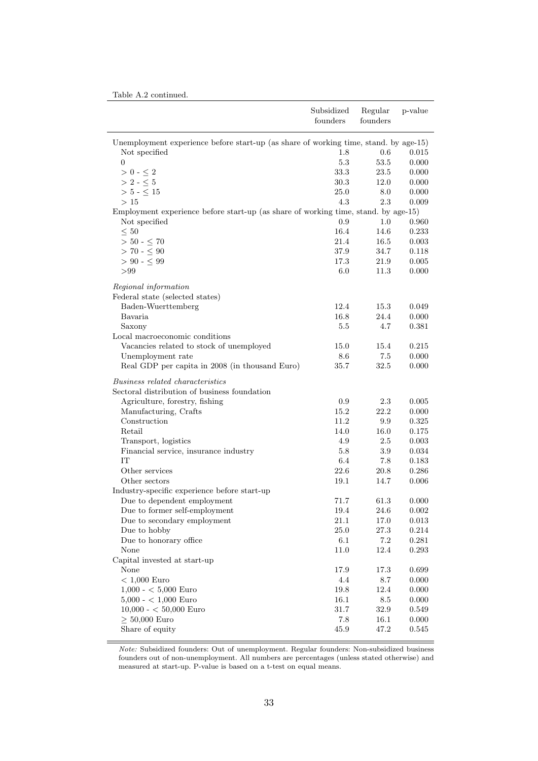Table A.2 continued.

| | Subsidized founders | Regular founders | p-value |
|---|---|---|---|
| Unemployment experience before start-up (as share of working time, stand. by age-15) | | | |
| Not specified | 1.8 | 0.6 | 0.015 |
| 0 | 5.3 | 53.5 | 0.000 |
| $> 0 - \leq 2$ | 33.3 | 23.5 | 0.000 |
| $> 2 - \leq 5$ | 30.3 | 12.0 | 0.000 |
| $> 5 - \leq 15$ | 25.0 | 8.0 | 0.000 |
| $> 15$ | 4.3 | 2.3 | 0.009 |
| Employment experience before start-up (as share of working time, stand. by age-15) | | | |
| Not specified | 0.9 | 1.0 | 0.960 |
| $\leq 50$ | 16.4 | 14.6 | 0.233 |
| $> 50 - \leq 70$ | 21.4 | 16.5 | 0.003 |
| $> 70 - \leq 90$ | 37.9 | 34.7 | 0.118 |
| $> 90 - \leq 99$ | 17.3 | 21.9 | 0.005 |
| $>99$ | 6.0 | 11.3 | 0.000 |
| *Regional information* | | | |
| Federal state (selected states) | | | |
| Baden-Wuerttemberg | 12.4 | 15.3 | 0.049 |
| Bavaria | 16.8 | 24.4 | 0.000 |
| Saxony | 5.5 | 4.7 | 0.381 |
| Local macroeconomic conditions | | | |
| Vacancies related to stock of unemployed | 15.0 | 15.4 | 0.215 |
| Unemployment rate | 8.6 | 7.5 | 0.000 |
| Real GDP per capita in 2008 (in thousand Euro) | 35.7 | 32.5 | 0.000 |
| *Business related characteristics* | | | |
| Sectoral distribution of business foundation | | | |
| Agriculture, forestry, fishing | 0.9 | 2.3 | 0.005 |
| Manufacturing, Crafts | 15.2 | 22.2 | 0.000 |
| Construction | 11.2 | 9.9 | 0.325 |
| Retail | 14.0 | 16.0 | 0.175 |
| Transport, logistics | 4.9 | 2.5 | 0.003 |
| Financial service, insurance industry | 5.8 | 3.9 | 0.034 |
| IT | 6.4 | 7.8 | 0.183 |
| Other services | 22.6 | 20.8 | 0.286 |
| Other sectors | 19.1 | 14.7 | 0.006 |
| Industry-specific experience before start-up | | | |
| Due to dependent employment | 71.7 | 61.3 | 0.000 |
| Due to former self-employment | 19.4 | 24.6 | 0.002 |
| Due to secondary employment | 21.1 | 17.0 | 0.013 |
| Due to hobby | 25.0 | 27.3 | 0.214 |
| Due to honorary office | 6.1 | 7.2 | 0.281 |
| None | 11.0 | 12.4 | 0.293 |
| Capital invested at start-up | | | |
| None | 17.9 | 17.3 | 0.699 |
| $< 1{,}000$ Euro | 4.4 | 8.7 | 0.000 |
| $1{,}000 - < 5{,}000$ Euro | 19.8 | 12.4 | 0.000 |
| $5{,}000 - < 1{,}000$ Euro | 16.1 | 8.5 | 0.000 |
| $10{,}000 - < 50{,}000$ Euro | 31.7 | 32.9 | 0.549 |
| $\geq 50{,}000$ Euro | 7.8 | 16.1 | 0.000 |
| Share of equity | 45.9 | 47.2 | 0.545 |

*Note:* Subsidized founders: Out of unemployment. Regular founders: Non-subsidized business founders out of non-unemployment. All numbers are percentages (unless stated otherwise) and measured at start-up. P-value is based on a t-test on equal means.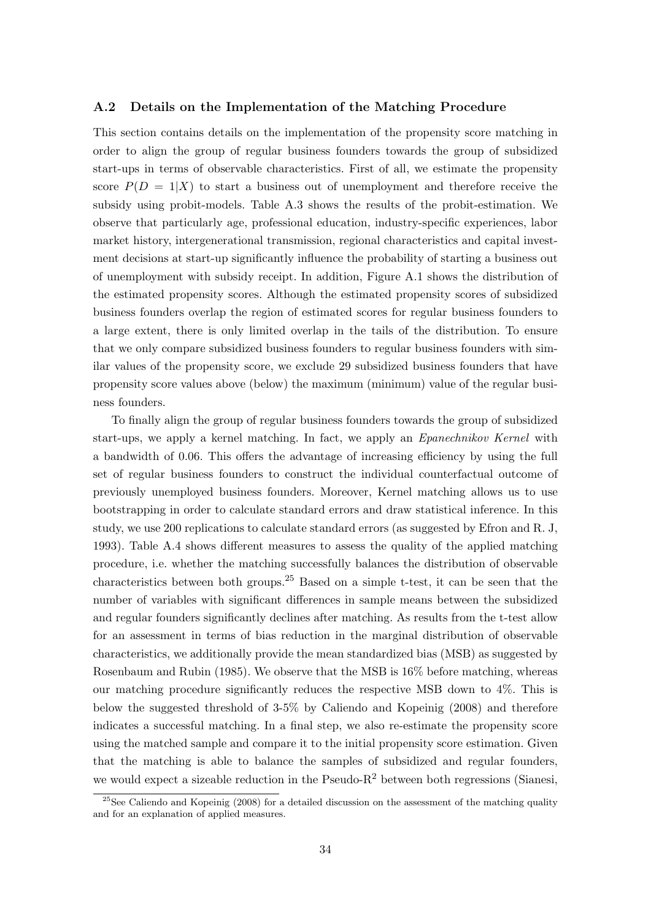### A.2 Details on the Implementation of the Matching Procedure

This section contains details on the implementation of the propensity score matching in order to align the group of regular business founders towards the group of subsidized start-ups in terms of observable characteristics. First of all, we estimate the propensity score $P(D = 1|X)$ to start a business out of unemployment and therefore receive the subsidy using probit-models. Table A.3 shows the results of the probit-estimation. We observe that particularly age, professional education, industry-specific experiences, labor market history, intergenerational transmission, regional characteristics and capital investment decisions at start-up significantly influence the probability of starting a business out of unemployment with subsidy receipt. In addition, Figure A.1 shows the distribution of the estimated propensity scores. Although the estimated propensity scores of subsidized business founders overlap the region of estimated scores for regular business founders to a large extent, there is only limited overlap in the tails of the distribution. To ensure that we only compare subsidized business founders to regular business founders with similar values of the propensity score, we exclude 29 subsidized business founders that have propensity score values above (below) the maximum (minimum) value of the regular business founders.

To finally align the group of regular business founders towards the group of subsidized start-ups, we apply a kernel matching. In fact, we apply an *Epanechnikov Kernel* with a bandwidth of 0.06. This offers the advantage of increasing efficiency by using the full set of regular business founders to construct the individual counterfactual outcome of previously unemployed business founders. Moreover, Kernel matching allows us to use bootstrapping in order to calculate standard errors and draw statistical inference. In this study, we use 200 replications to calculate standard errors (as suggested by Efron and R. J, 1993). Table A.4 shows different measures to assess the quality of the applied matching procedure, i.e. whether the matching successfully balances the distribution of observable characteristics between both groups.[25] Based on a simple t-test, it can be seen that the number of variables with significant differences in sample means between the subsidized and regular founders significantly declines after matching. As results from the t-test allow for an assessment in terms of bias reduction in the marginal distribution of observable characteristics, we additionally provide the mean standardized bias (MSB) as suggested by Rosenbaum and Rubin (1985). We observe that the MSB is 16% before matching, whereas our matching procedure significantly reduces the respective MSB down to 4%. This is below the suggested threshold of 3-5% by Caliendo and Kopeinig (2008) and therefore indicates a successful matching. In a final step, we also re-estimate the propensity score using the matched sample and compare it to the initial propensity score estimation. Given that the matching is able to balance the samples of subsidized and regular founders, we would expect a sizeable reduction in the Pseudo-$R^2$ between both regressions (Sianesi,

[25] See Caliendo and Kopeinig (2008) for a detailed discussion on the assessment of the matching quality and for an explanation of applied measures.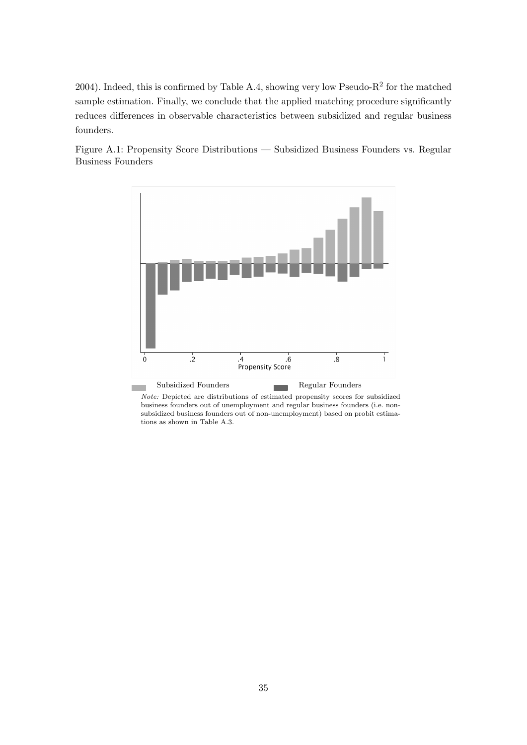2004). Indeed, this is confirmed by Table A.4, showing very low Pseudo-$R^2$ for the matched sample estimation. Finally, we conclude that the applied matching procedure significantly reduces differences in observable characteristics between subsidized and regular business founders.

Figure A.1: Propensity Score Distributions — Subsidized Business Founders vs. Regular Business Founders

*Note:* Depicted are distributions of estimated propensity scores for subsidized business founders out of unemployment and regular business founders (i.e. non-subsidized business founders out of non-unemployment) based on probit estimations as shown in Table A.3.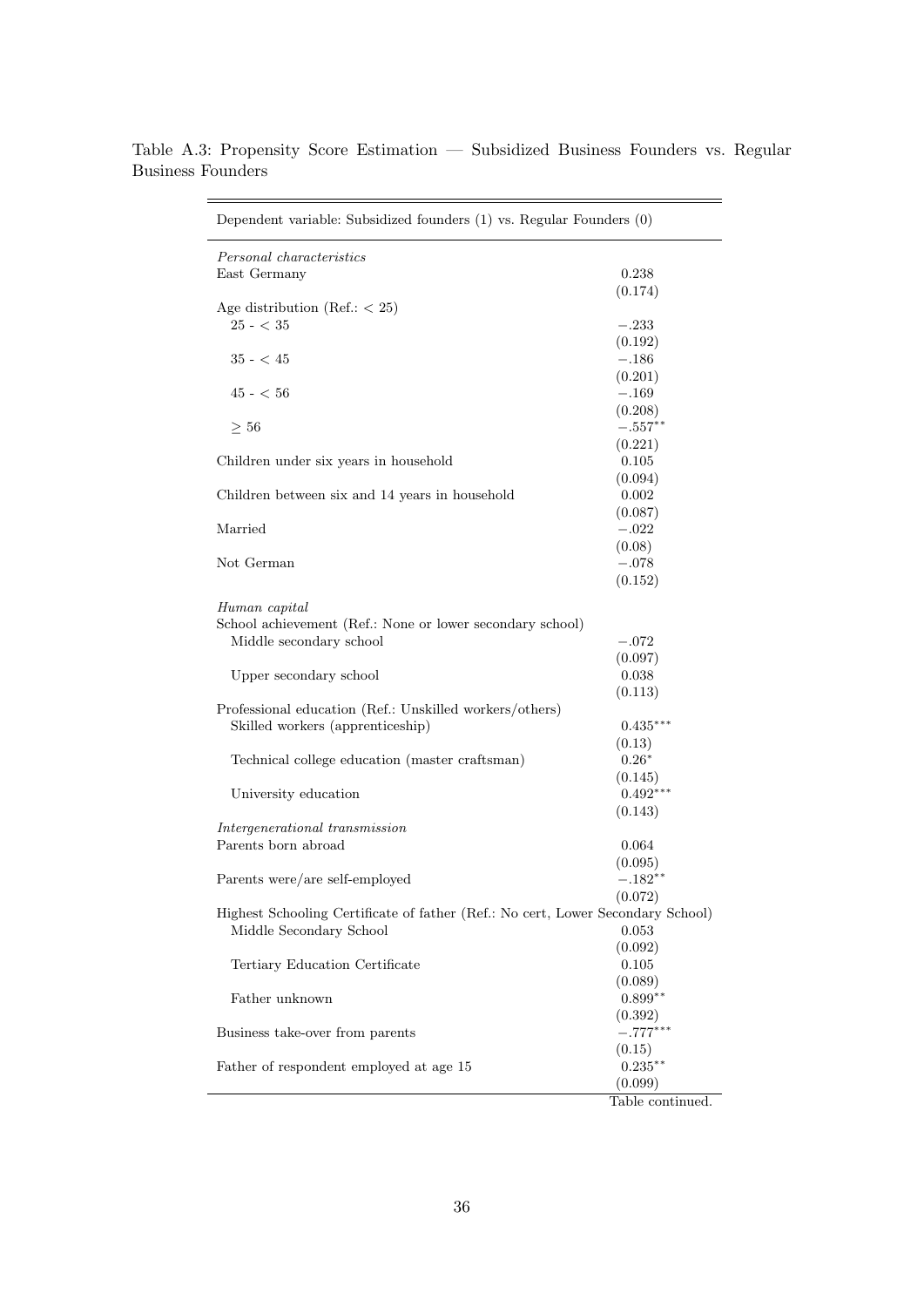Table A.3: Propensity Score Estimation — Subsidized Business Founders vs. Regular Business Founders

| Dependent variable: Subsidized founders (1) vs. Regular Founders (0) | |
|---|---|
| *Personal characteristics* | |
| East Germany | 0.238 |
| | (0.174) |
| Age distribution (Ref.: $< 25$) | |
| 25 - $< 35$ | $-.233$ |
| | (0.192) |
| 35 - $< 45$ | $-.186$ |
| | (0.201) |
| 45 - $< 56$ | $-.169$ |
| | (0.208) |
| $\geq 56$ | $-.557^{**}$ |
| | (0.221) |
| Children under six years in household | 0.105 |
| | (0.094) |
| Children between six and 14 years in household | 0.002 |
| | (0.087) |
| Married | $-.022$ |
| | (0.08) |
| Not German | $-.078$ |
| | (0.152) |
| *Human capital* | |
| School achievement (Ref.: None or lower secondary school) | |
| Middle secondary school | $-.072$ |
| | (0.097) |
| Upper secondary school | 0.038 |
| | (0.113) |
| Professional education (Ref.: Unskilled workers/others) | |
| Skilled workers (apprenticeship) | $0.435^{***}$ |
| | (0.13) |
| Technical college education (master craftsman) | $0.26^{*}$ |
| | (0.145) |
| University education | $0.492^{***}$ |
| | (0.143) |
| *Intergenerational transmission* | |
| Parents born abroad | 0.064 |
| | (0.095) |
| Parents were/are self-employed | $-.182^{**}$ |
| | (0.072) |
| Highest Schooling Certificate of father (Ref.: No cert, Lower Secondary School) | |
| Middle Secondary School | 0.053 |
| | (0.092) |
| Tertiary Education Certificate | 0.105 |
| | (0.089) |
| Father unknown | $0.899^{**}$ |
| | (0.392) |
| Business take-over from parents | $-.777^{***}$ |
| | (0.15) |
| Father of respondent employed at age 15 | $0.235^{**}$ |
| | (0.099) |

Table continued.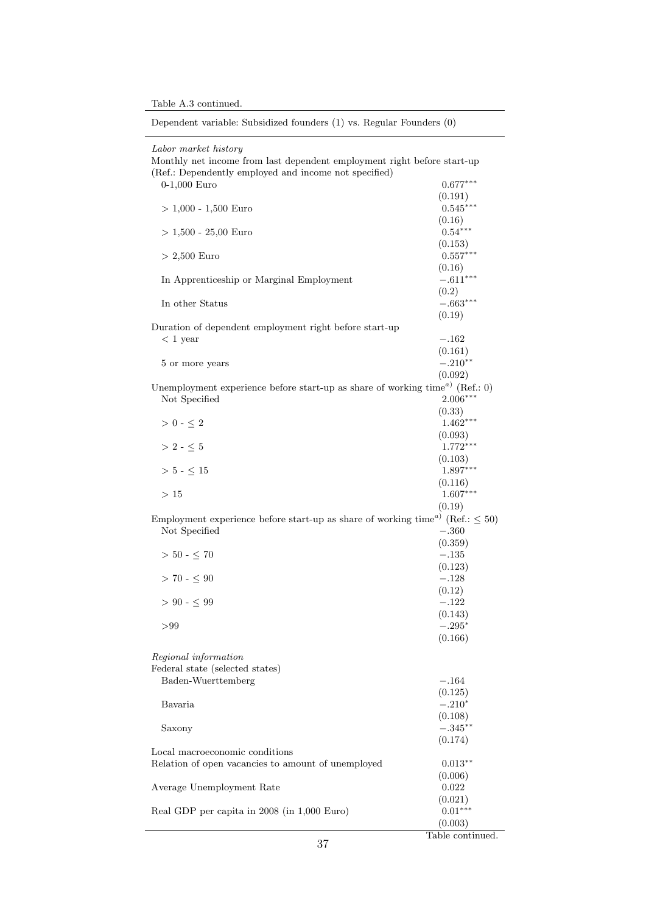Table A.3 continued.

| Dependent variable: Subsidized founders (1) vs. Regular Founders (0) | |
|---|---|
| *Labor market history* | |
| Monthly net income from last dependent employment right before start-up | |
| (Ref.: Dependently employed and income not specified) | |
| 0-1,000 Euro | $0.677^{***}$ |
| | (0.191) |
| > 1,000 - 1,500 Euro | $0.545^{***}$ |
| | (0.16) |
| > 1,500 - 25,00 Euro | $0.54^{***}$ |
| | (0.153) |
| > 2,500 Euro | $0.557^{***}$ |
| | (0.16) |
| In Apprenticeship or Marginal Employment | $-.611^{***}$ |
| | (0.2) |
| In other Status | $-.663^{***}$ |
| | (0.19) |
| Duration of dependent employment right before start-up | |
| < 1 year | $-.162$ |
| | (0.161) |
| 5 or more years | $-.210^{**}$ |
| | (0.092) |
| Unemployment experience before start-up as share of working time[a] (Ref.: 0) | |
| Not Specified | $2.006^{***}$ |
| | (0.33) |
| $> 0$ - $\leq 2$ | $1.462^{***}$ |
| | (0.093) |
| $> 2$ - $\leq 5$ | $1.772^{***}$ |
| | (0.103) |
| $> 5$ - $\leq 15$ | $1.897^{***}$ |
| | (0.116) |
| $> 15$ | $1.607^{***}$ |
| | (0.19) |
| Employment experience before start-up as share of working time[a] (Ref.: $\leq 50$) | |
| Not Specified | $-.360$ |
| | (0.359) |
| $> 50$ - $\leq 70$ | $-.135$ |
| | (0.123) |
| $> 70$ - $\leq 90$ | $-.128$ |
| | (0.12) |
| $> 90$ - $\leq 99$ | $-.122$ |
| | (0.143) |
| $>99$ | $-.295^{*}$ |
| | (0.166) |
| *Regional information* | |
| Federal state (selected states) | |
| Baden-Wuerttemberg | $-.164$ |
| | (0.125) |
| Bavaria | $-.210^{*}$ |
| | (0.108) |
| Saxony | $-.345^{**}$ |
| | (0.174) |
| Local macroeconomic conditions | |
| Relation of open vacancies to amount of unemployed | $0.013^{**}$ |
| | (0.006) |
| Average Unemployment Rate | 0.022 |
| | (0.021) |
| Real GDP per capita in 2008 (in 1,000 Euro) | $0.01^{***}$ |
| | (0.003) |

Table continued.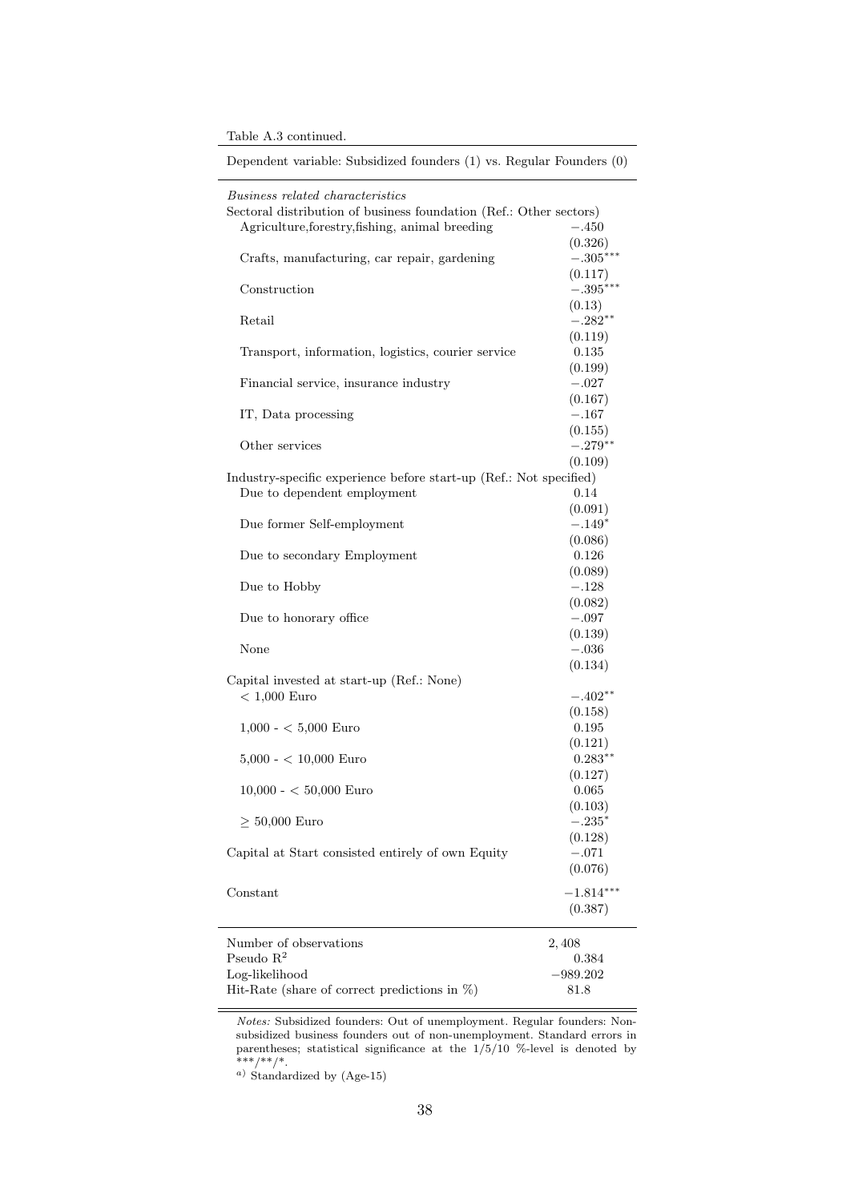Table A.3 continued.

| Dependent variable: Subsidized founders (1) vs. Regular Founders (0) | |
|---|---|
| *Business related characteristics* | |
| Sectoral distribution of business foundation (Ref.: Other sectors) | |
| Agriculture,forestry,fishing, animal breeding | $-.450$ |
| | (0.326) |
| Crafts, manufacturing, car repair, gardening | $-.305^{***}$ |
| | (0.117) |
| Construction | $-.395^{***}$ |
| | (0.13) |
| Retail | $-.282^{**}$ |
| | (0.119) |
| Transport, information, logistics, courier service | 0.135 |
| | (0.199) |
| Financial service, insurance industry | $-.027$ |
| | (0.167) |
| IT, Data processing | $-.167$ |
| | (0.155) |
| Other services | $-.279^{**}$ |
| | (0.109) |
| Industry-specific experience before start-up (Ref.: Not specified) | |
| Due to dependent employment | 0.14 |
| | (0.091) |
| Due former Self-employment | $-.149^{*}$ |
| | (0.086) |
| Due to secondary Employment | 0.126 |
| | (0.089) |
| Due to Hobby | $-.128$ |
| | (0.082) |
| Due to honorary office | $-.097$ |
| | (0.139) |
| None | $-.036$ |
| | (0.134) |
| Capital invested at start-up (Ref.: None) | |
| < 1,000 Euro | $-.402^{**}$ |
| | (0.158) |
| 1,000 - < 5,000 Euro | 0.195 |
| | (0.121) |
| 5,000 - < 10,000 Euro | $0.283^{**}$ |
| | (0.127) |
| 10,000 - < 50,000 Euro | 0.065 |
| | (0.103) |
| ≥ 50,000 Euro | $-.235^{*}$ |
| | (0.128) |
| Capital at Start consisted entirely of own Equity | $-.071$ |
| | (0.076) |
| Constant | $-1.814^{***}$ |
| | (0.387) |
| Number of observations | 2,408 |
| Pseudo $R^2$ | 0.384 |
| Log-likelihood | $-989.202$ |
| Hit-Rate (share of correct predictions in %) | 81.8 |

*Notes:* Subsidized founders: Out of unemployment. Regular founders: Non-subsidized business founders out of non-unemployment. Standard errors in parentheses; statistical significance at the 1/5/10 %-level is denoted by ***/**/*.

[a] Standardized by (Age-15)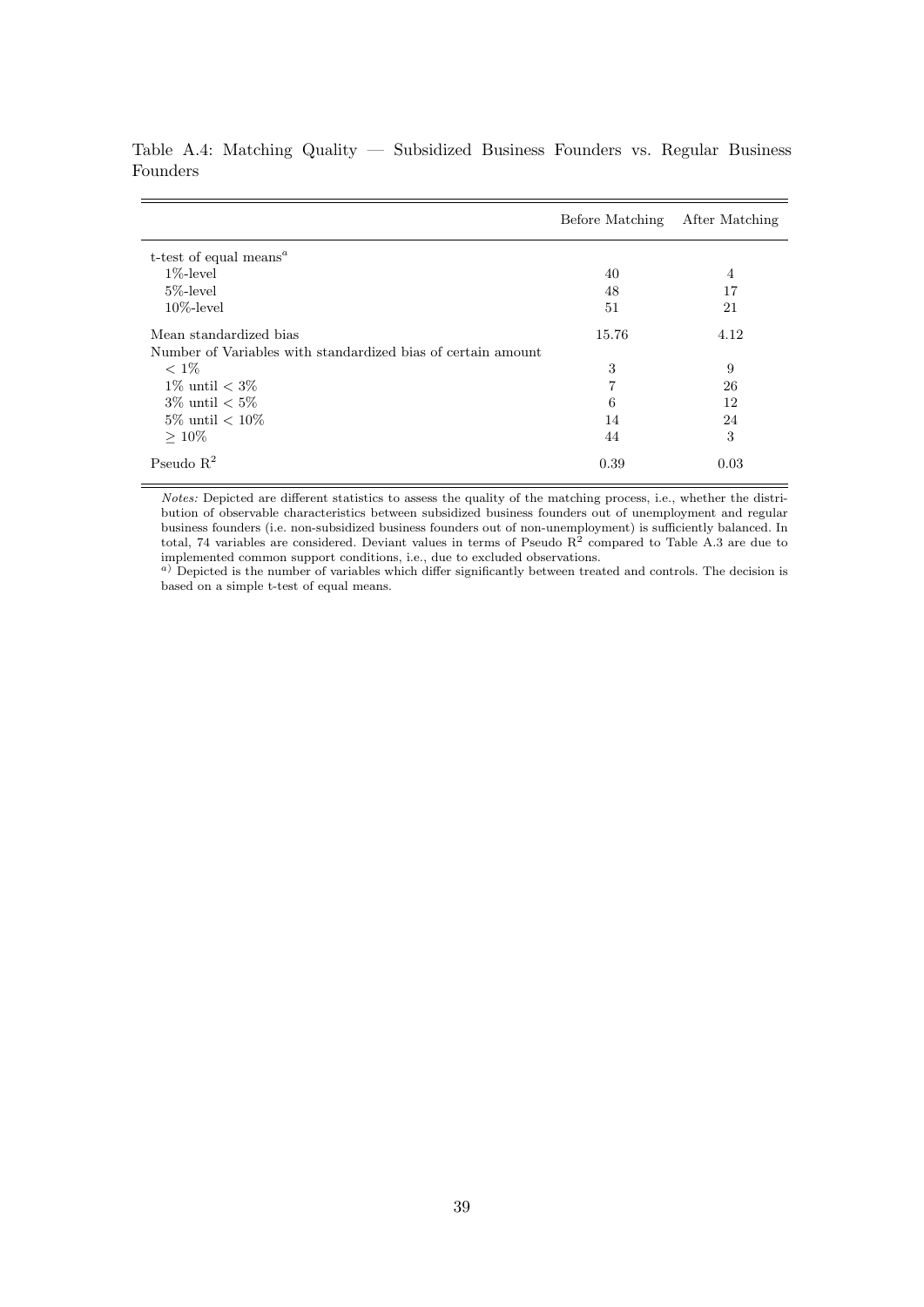Table A.4: Matching Quality — Subsidized Business Founders vs. Regular Business Founders

| | Before Matching | After Matching |
|---|---|---|
| t-test of equal means[a] | | |
| 1%-level | 40 | 4 |
| 5%-level | 48 | 17 |
| 10%-level | 51 | 21 |
| Mean standardized bias | 15.76 | 4.12 |
| Number of Variables with standardized bias of certain amount | | |
| $< 1\%$ | 3 | 9 |
| $1\%$ until $< 3\%$ | 7 | 26 |
| $3\%$ until $< 5\%$ | 6 | 12 |
| $5\%$ until $< 10\%$ | 14 | 24 |
| $\geq 10\%$ | 44 | 3 |
| Pseudo $R^2$ | 0.39 | 0.03 |

*Notes:* Depicted are different statistics to assess the quality of the matching process, i.e., whether the distribution of observable characteristics between subsidized business founders out of unemployment and regular business founders (i.e. non-subsidized business founders out of non-unemployment) is sufficiently balanced. In total, 74 variables are considered. Deviant values in terms of Pseudo $R^2$ compared to Table A.3 are due to implemented common support conditions, i.e., due to excluded observations.

[a]) Depicted is the number of variables which differ significantly between treated and controls. The decision is based on a simple t-test of equal means.